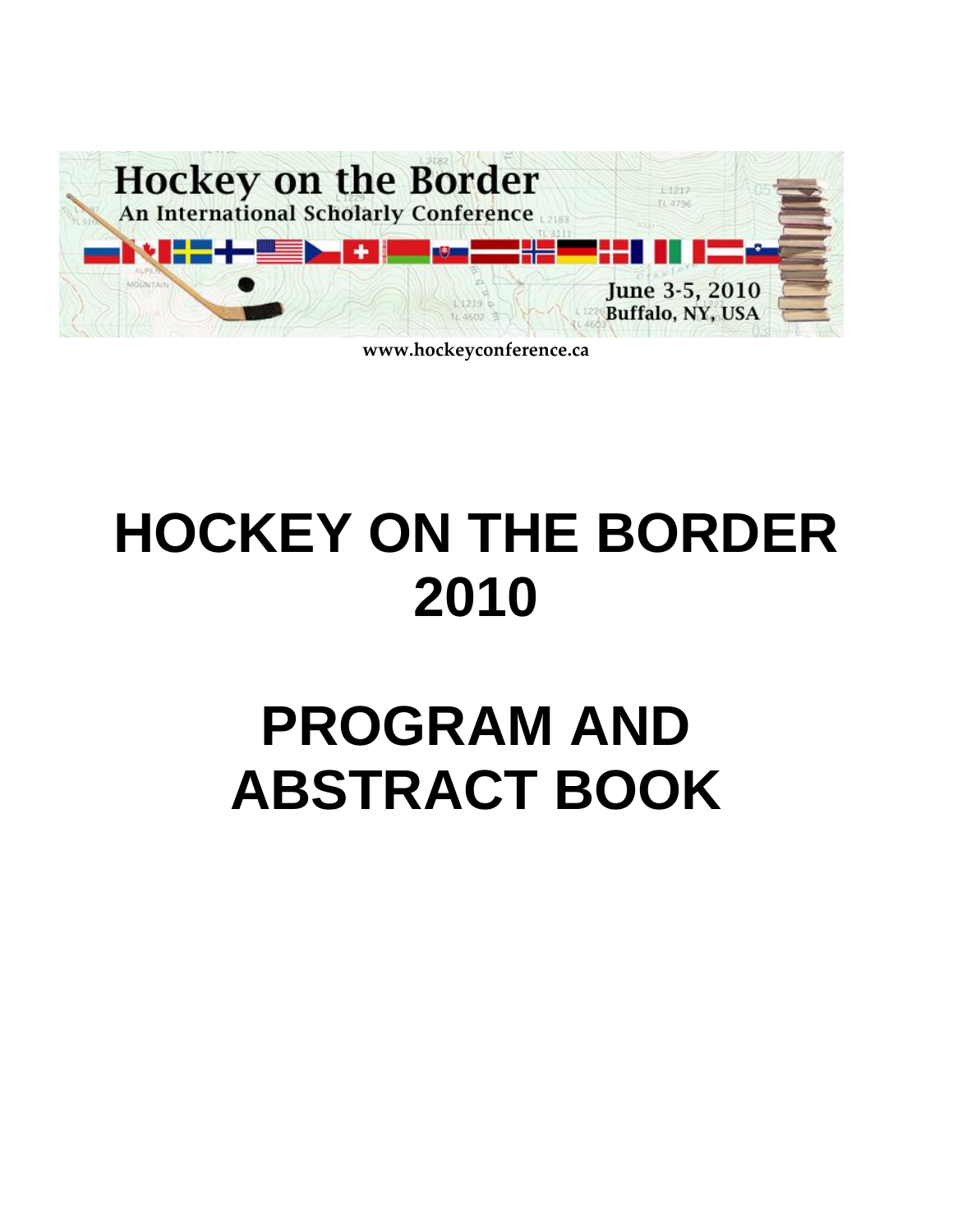Hockey on the Border

An International Scholarly Conference

June 3-5, 2010
Buffalo, NY, USA

www.hockeyconference.ca

# HOCKEY ON THE BORDER 2010

# PROGRAM AND ABSTRACT BOOK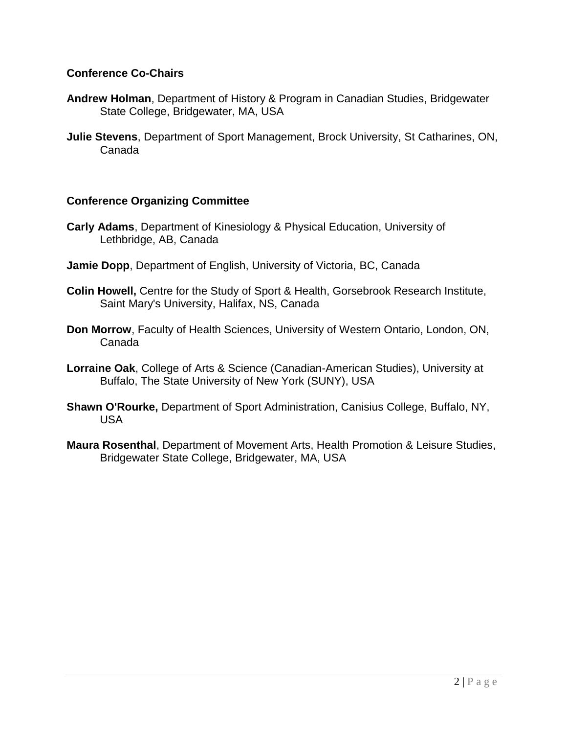**Conference Co-Chairs**

**Andrew Holman**, Department of History & Program in Canadian Studies, Bridgewater State College, Bridgewater, MA, USA

**Julie Stevens**, Department of Sport Management, Brock University, St Catharines, ON, Canada

**Conference Organizing Committee**

**Carly Adams**, Department of Kinesiology & Physical Education, University of Lethbridge, AB, Canada

**Jamie Dopp**, Department of English, University of Victoria, BC, Canada

**Colin Howell,** Centre for the Study of Sport & Health, Gorsebrook Research Institute, Saint Mary's University, Halifax, NS, Canada

**Don Morrow**, Faculty of Health Sciences, University of Western Ontario, London, ON, Canada

**Lorraine Oak**, College of Arts & Science (Canadian-American Studies), University at Buffalo, The State University of New York (SUNY), USA

**Shawn O'Rourke,** Department of Sport Administration, Canisius College, Buffalo, NY, USA

**Maura Rosenthal**, Department of Movement Arts, Health Promotion & Leisure Studies, Bridgewater State College, Bridgewater, MA, USA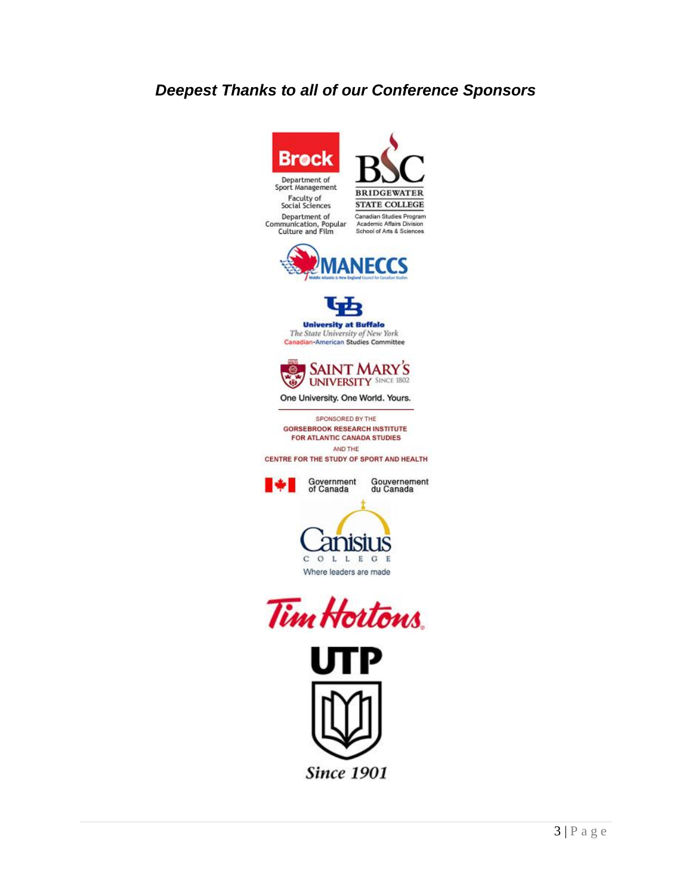## *Deepest Thanks to all of our Conference Sponsors*

Brock

Department of Sport Management

Faculty of Social Sciences

Department of Communication, Popular Culture and Film

BSC

BRIDGEWATER STATE COLLEGE

Canadian Studies Program

Academic Affairs Division

School of Arts & Sciences

MANECCS

Middle Atlantic & New England Council for Canadian Studies

UB

University at Buffalo

*The State University of New York*

Canadian-American Studies Committee

SAINT MARY'S UNIVERSITY SINCE 1802

One University. One World. Yours.

SPONSORED BY THE

GORSEBROOK RESEARCH INSTITUTE FOR ATLANTIC CANADA STUDIES

AND THE

CENTRE FOR THE STUDY OF SPORT AND HEALTH

Government of Canada Gouvernement du Canada

Canisius

COLLEGE

Where leaders are made

Tim Hortons.

UTP

*Since 1901*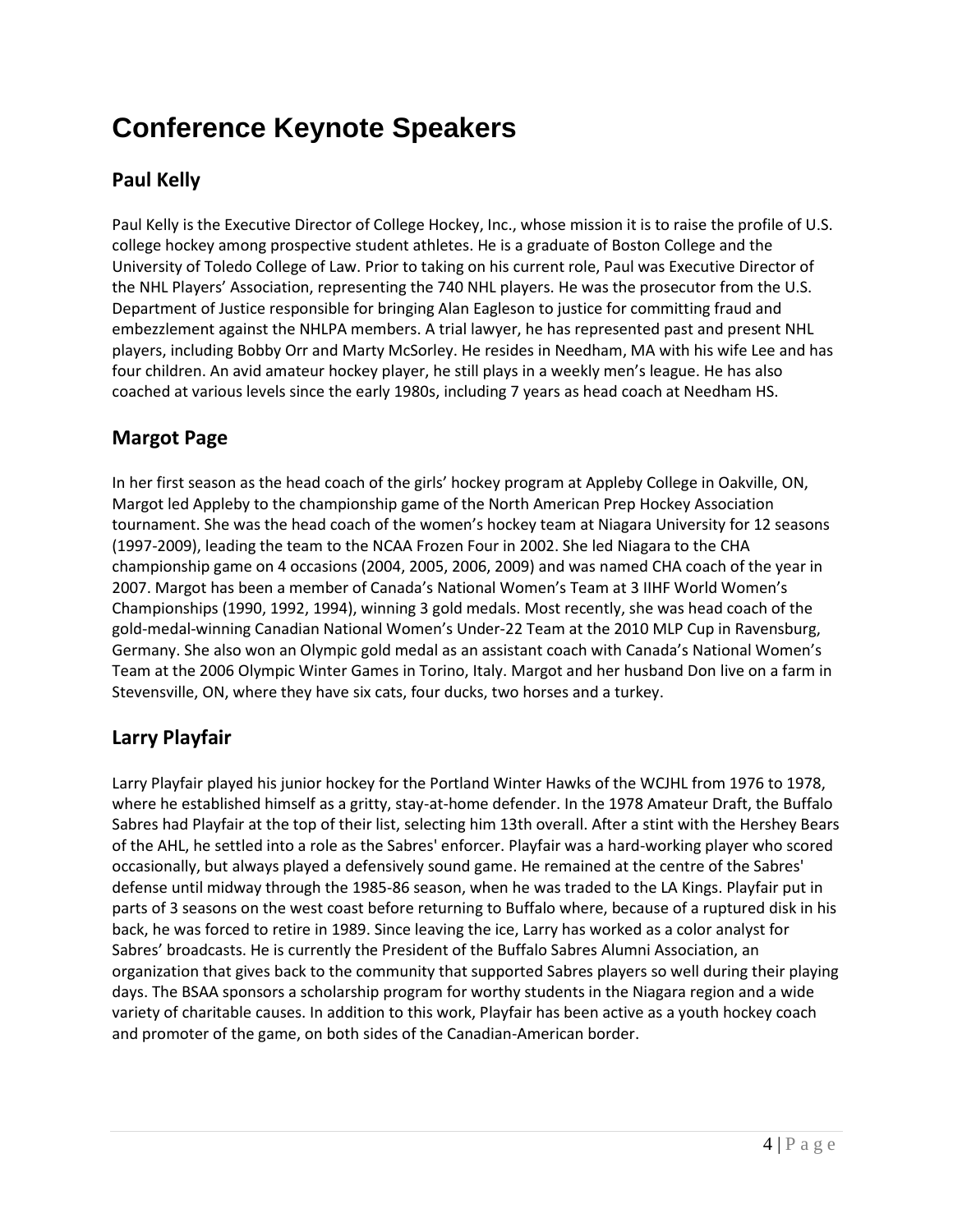# Conference Keynote Speakers

## Paul Kelly

Paul Kelly is the Executive Director of College Hockey, Inc., whose mission it is to raise the profile of U.S. college hockey among prospective student athletes. He is a graduate of Boston College and the University of Toledo College of Law. Prior to taking on his current role, Paul was Executive Director of the NHL Players' Association, representing the 740 NHL players. He was the prosecutor from the U.S. Department of Justice responsible for bringing Alan Eagleson to justice for committing fraud and embezzlement against the NHLPA members. A trial lawyer, he has represented past and present NHL players, including Bobby Orr and Marty McSorley. He resides in Needham, MA with his wife Lee and has four children. An avid amateur hockey player, he still plays in a weekly men's league. He has also coached at various levels since the early 1980s, including 7 years as head coach at Needham HS.

## Margot Page

In her first season as the head coach of the girls' hockey program at Appleby College in Oakville, ON, Margot led Appleby to the championship game of the North American Prep Hockey Association tournament. She was the head coach of the women's hockey team at Niagara University for 12 seasons (1997-2009), leading the team to the NCAA Frozen Four in 2002. She led Niagara to the CHA championship game on 4 occasions (2004, 2005, 2006, 2009) and was named CHA coach of the year in 2007. Margot has been a member of Canada's National Women's Team at 3 IIHF World Women's Championships (1990, 1992, 1994), winning 3 gold medals. Most recently, she was head coach of the gold-medal-winning Canadian National Women's Under-22 Team at the 2010 MLP Cup in Ravensburg, Germany. She also won an Olympic gold medal as an assistant coach with Canada's National Women's Team at the 2006 Olympic Winter Games in Torino, Italy. Margot and her husband Don live on a farm in Stevensville, ON, where they have six cats, four ducks, two horses and a turkey.

## Larry Playfair

Larry Playfair played his junior hockey for the Portland Winter Hawks of the WCJHL from 1976 to 1978, where he established himself as a gritty, stay-at-home defender. In the 1978 Amateur Draft, the Buffalo Sabres had Playfair at the top of their list, selecting him 13th overall. After a stint with the Hershey Bears of the AHL, he settled into a role as the Sabres' enforcer. Playfair was a hard-working player who scored occasionally, but always played a defensively sound game. He remained at the centre of the Sabres' defense until midway through the 1985-86 season, when he was traded to the LA Kings. Playfair put in parts of 3 seasons on the west coast before returning to Buffalo where, because of a ruptured disk in his back, he was forced to retire in 1989. Since leaving the ice, Larry has worked as a color analyst for Sabres' broadcasts. He is currently the President of the Buffalo Sabres Alumni Association, an organization that gives back to the community that supported Sabres players so well during their playing days. The BSAA sponsors a scholarship program for worthy students in the Niagara region and a wide variety of charitable causes. In addition to this work, Playfair has been active as a youth hockey coach and promoter of the game, on both sides of the Canadian-American border.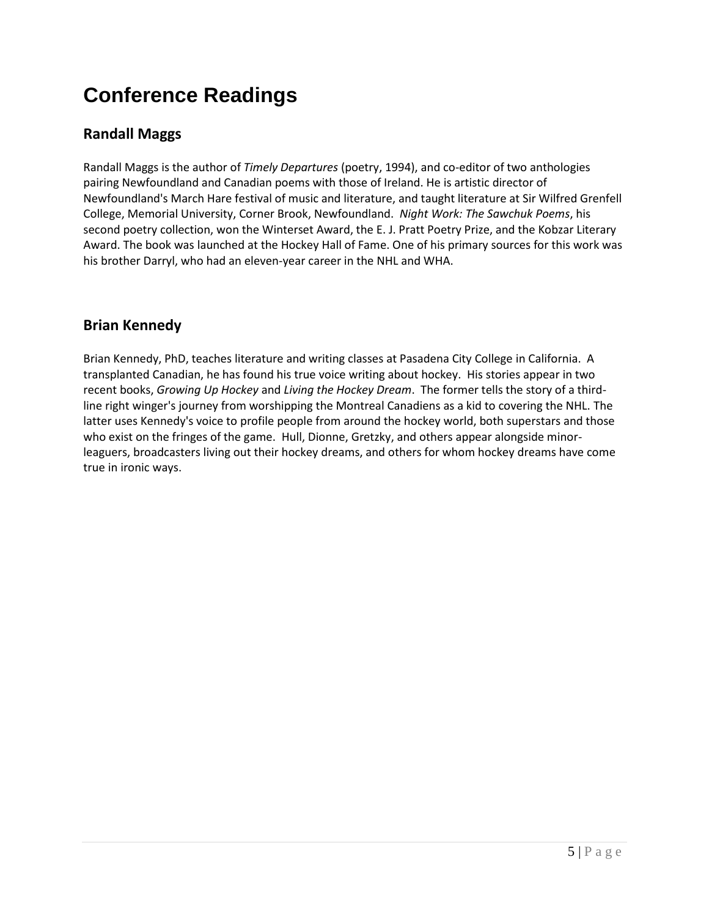# Conference Readings

## Randall Maggs

Randall Maggs is the author of *Timely Departures* (poetry, 1994), and co-editor of two anthologies pairing Newfoundland and Canadian poems with those of Ireland. He is artistic director of Newfoundland's March Hare festival of music and literature, and taught literature at Sir Wilfred Grenfell College, Memorial University, Corner Brook, Newfoundland. *Night Work: The Sawchuk Poems*, his second poetry collection, won the Winterset Award, the E. J. Pratt Poetry Prize, and the Kobzar Literary Award. The book was launched at the Hockey Hall of Fame. One of his primary sources for this work was his brother Darryl, who had an eleven-year career in the NHL and WHA.

## Brian Kennedy

Brian Kennedy, PhD, teaches literature and writing classes at Pasadena City College in California. A transplanted Canadian, he has found his true voice writing about hockey. His stories appear in two recent books, *Growing Up Hockey* and *Living the Hockey Dream*. The former tells the story of a third-line right winger's journey from worshipping the Montreal Canadiens as a kid to covering the NHL. The latter uses Kennedy's voice to profile people from around the hockey world, both superstars and those who exist on the fringes of the game. Hull, Dionne, Gretzky, and others appear alongside minor-leaguers, broadcasters living out their hockey dreams, and others for whom hockey dreams have come true in ironic ways.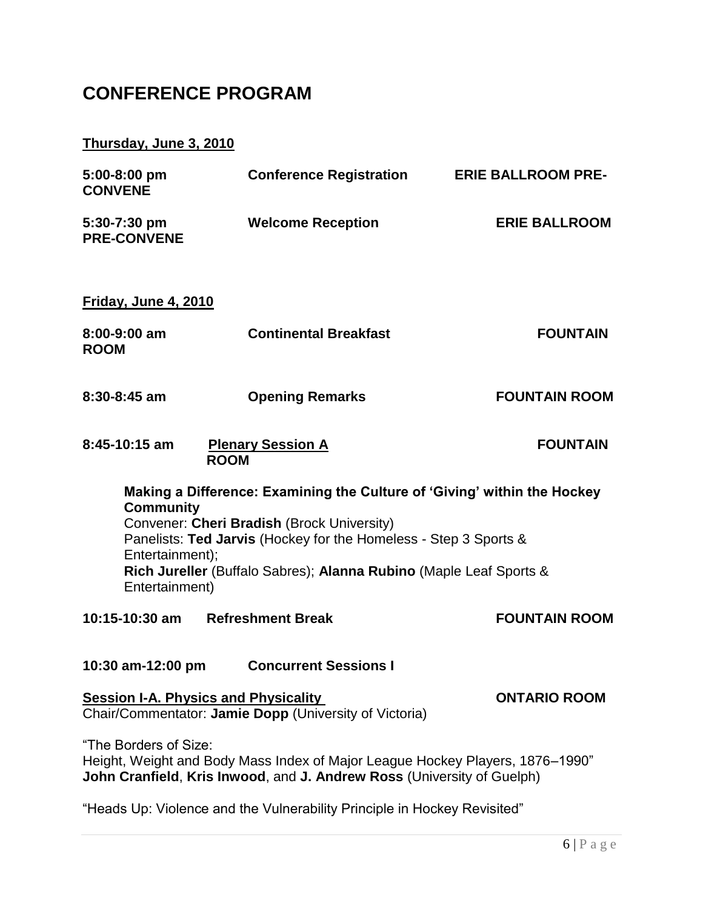# CONFERENCE PROGRAM

**Thursday, June 3, 2010**

**5:00-8:00 pm** **Conference Registration** **ERIE BALLROOM PRE-CONVENE**

**5:30-7:30 pm** **Welcome Reception** **ERIE BALLROOM PRE-CONVENE**

**Friday, June 4, 2010**

**8:00-9:00 am** **Continental Breakfast** **FOUNTAIN ROOM**

**8:30-8:45 am** **Opening Remarks** **FOUNTAIN ROOM**

**8:45-10:15 am** **Plenary Session A** **FOUNTAIN ROOM**

**Making a Difference: Examining the Culture of 'Giving' within the Hockey Community**
Convener: **Cheri Bradish** (Brock University)
Panelists: **Ted Jarvis** (Hockey for the Homeless - Step 3 Sports & Entertainment);
**Rich Jureller** (Buffalo Sabres); **Alanna Rubino** (Maple Leaf Sports & Entertainment)

**10:15-10:30 am** **Refreshment Break** **FOUNTAIN ROOM**

**10:30 am-12:00 pm** **Concurrent Sessions I**

**Session I-A. Physics and Physicality** **ONTARIO ROOM**
Chair/Commentator: **Jamie Dopp** (University of Victoria)

"The Borders of Size:
Height, Weight and Body Mass Index of Major League Hockey Players, 1876–1990"
**John Cranfield**, **Kris Inwood**, and **J. Andrew Ross** (University of Guelph)

"Heads Up: Violence and the Vulnerability Principle in Hockey Revisited"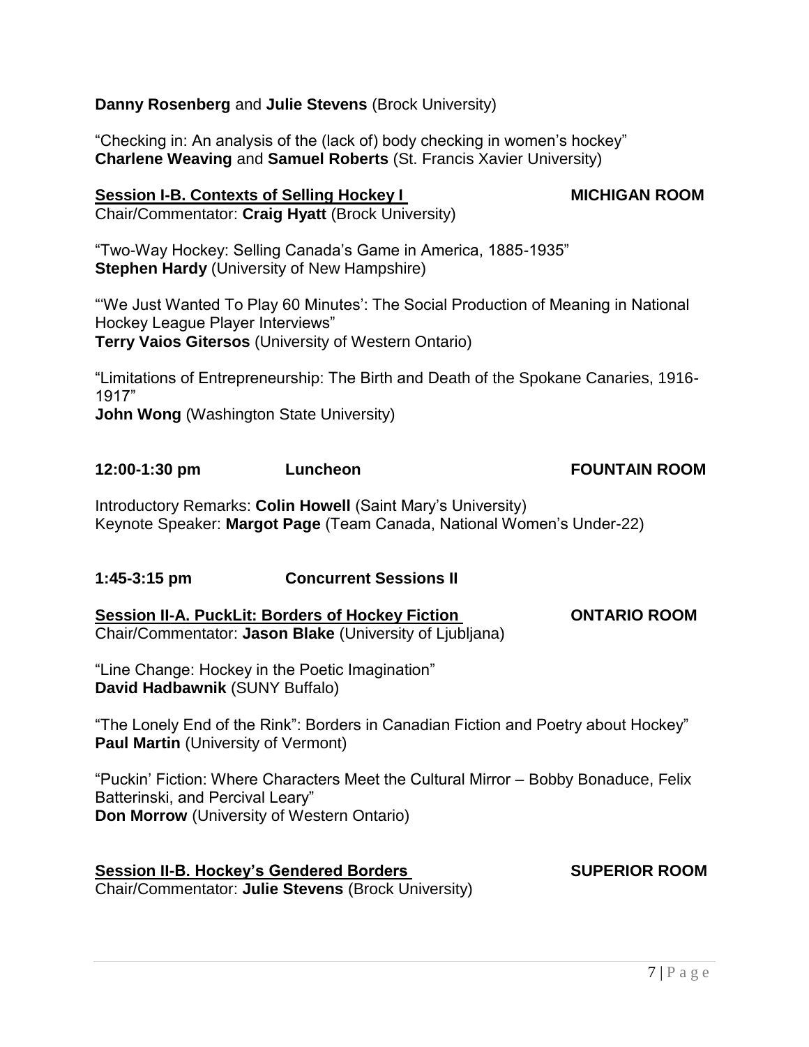**Danny Rosenberg** and **Julie Stevens** (Brock University)

"Checking in: An analysis of the (lack of) body checking in women's hockey"
**Charlene Weaving** and **Samuel Roberts** (St. Francis Xavier University)

**Session I-B. Contexts of Selling Hockey I** **MICHIGAN ROOM**
Chair/Commentator: **Craig Hyatt** (Brock University)

"Two-Way Hockey: Selling Canada's Game in America, 1885-1935"
**Stephen Hardy** (University of New Hampshire)

"'We Just Wanted To Play 60 Minutes': The Social Production of Meaning in National Hockey League Player Interviews"
**Terry Vaios Gitersos** (University of Western Ontario)

"Limitations of Entrepreneurship: The Birth and Death of the Spokane Canaries, 1916-1917"
**John Wong** (Washington State University)

**12:00-1:30 pm** **Luncheon** **FOUNTAIN ROOM**

Introductory Remarks: **Colin Howell** (Saint Mary's University)
Keynote Speaker: **Margot Page** (Team Canada, National Women's Under-22)

**1:45-3:15 pm** **Concurrent Sessions II**

**Session II-A. PuckLit: Borders of Hockey Fiction** **ONTARIO ROOM**
Chair/Commentator: **Jason Blake** (University of Ljubljana)

"Line Change: Hockey in the Poetic Imagination"
**David Hadbawnik** (SUNY Buffalo)

"The Lonely End of the Rink": Borders in Canadian Fiction and Poetry about Hockey"
**Paul Martin** (University of Vermont)

"Puckin' Fiction: Where Characters Meet the Cultural Mirror – Bobby Bonaduce, Felix Batterinski, and Percival Leary"
**Don Morrow** (University of Western Ontario)

**Session II-B. Hockey's Gendered Borders** **SUPERIOR ROOM**
Chair/Commentator: **Julie Stevens** (Brock University)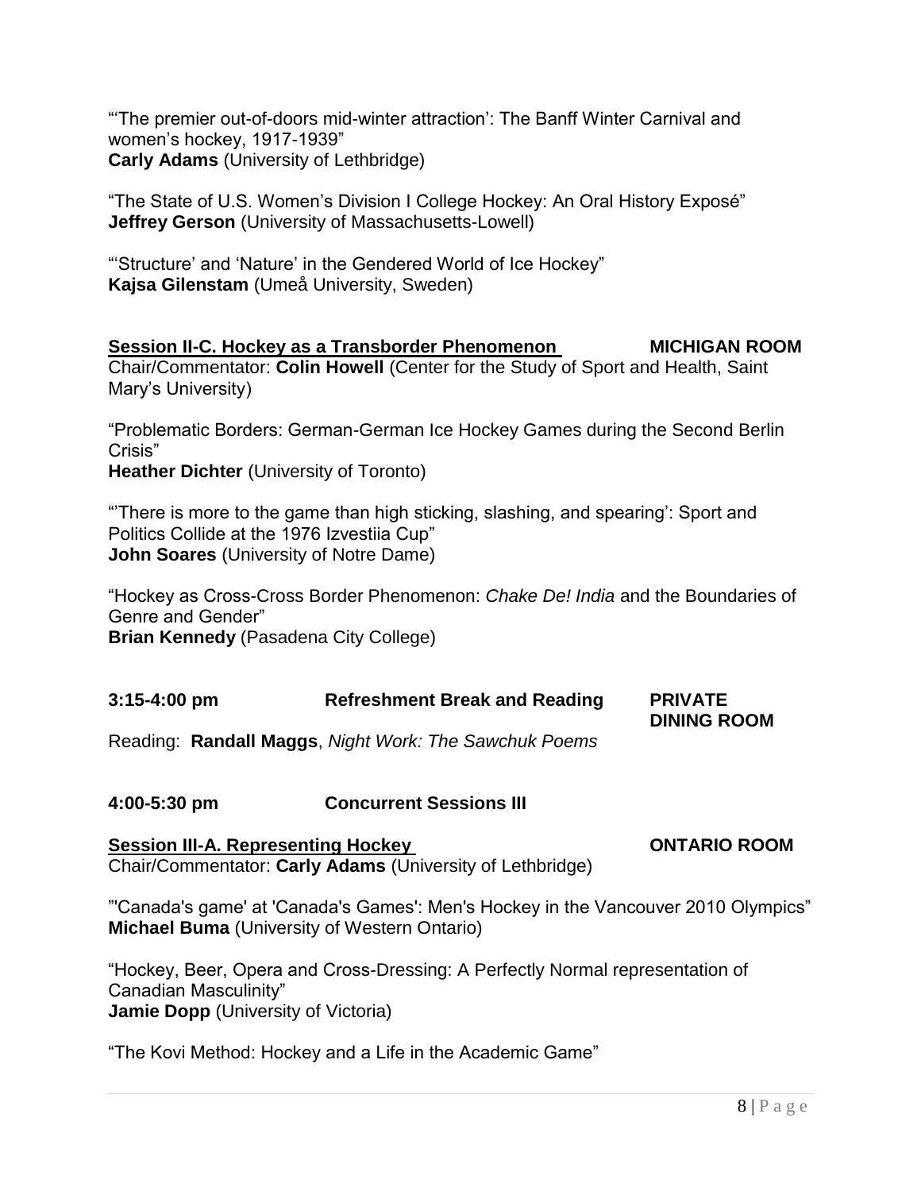"'The premier out-of-doors mid-winter attraction': The Banff Winter Carnival and women's hockey, 1917-1939"
**Carly Adams** (University of Lethbridge)

"The State of U.S. Women's Division I College Hockey: An Oral History Exposé"
**Jeffrey Gerson** (University of Massachusetts-Lowell)

"'Structure' and 'Nature' in the Gendered World of Ice Hockey"
**Kajsa Gilenstam** (Umeå University, Sweden)

**Session II-C. Hockey as a Transborder Phenomenon** **MICHIGAN ROOM**
Chair/Commentator: **Colin Howell** (Center for the Study of Sport and Health, Saint Mary's University)

"Problematic Borders: German-German Ice Hockey Games during the Second Berlin Crisis"
**Heather Dichter** (University of Toronto)

"'There is more to the game than high sticking, slashing, and spearing': Sport and Politics Collide at the 1976 Izvestiia Cup"
**John Soares** (University of Notre Dame)

"Hockey as Cross-Cross Border Phenomenon: *Chake De! India* and the Boundaries of Genre and Gender"
**Brian Kennedy** (Pasadena City College)

**3:15-4:00 pm** **Refreshment Break and Reading** **PRIVATE DINING ROOM**
Reading: **Randall Maggs**, *Night Work: The Sawchuk Poems*

**4:00-5:30 pm** **Concurrent Sessions III**

**Session III-A. Representing Hockey** **ONTARIO ROOM**
Chair/Commentator: **Carly Adams** (University of Lethbridge)

"'Canada's game' at 'Canada's Games': Men's Hockey in the Vancouver 2010 Olympics"
**Michael Buma** (University of Western Ontario)

"Hockey, Beer, Opera and Cross-Dressing: A Perfectly Normal representation of Canadian Masculinity"
**Jamie Dopp** (University of Victoria)

"The Kovi Method: Hockey and a Life in the Academic Game"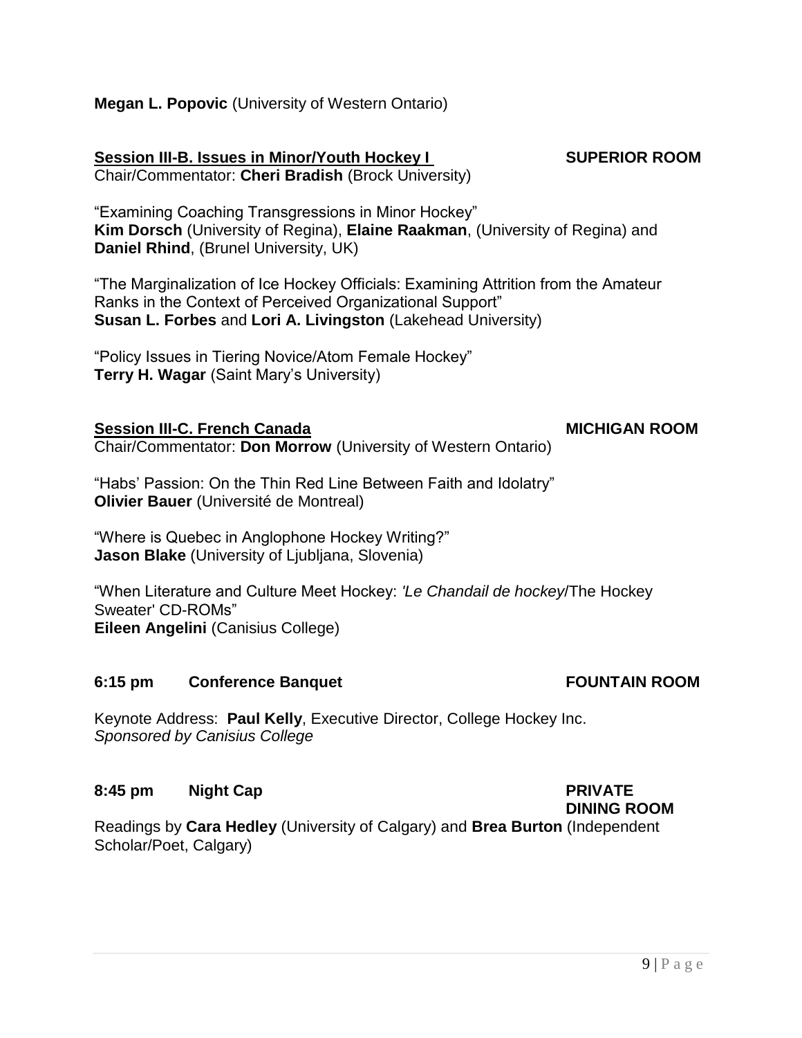**Megan L. Popovic** (University of Western Ontario)

**Session III-B. Issues in Minor/Youth Hockey I** **SUPERIOR ROOM**
Chair/Commentator: **Cheri Bradish** (Brock University)

"Examining Coaching Transgressions in Minor Hockey"
**Kim Dorsch** (University of Regina), **Elaine Raakman**, (University of Regina) and **Daniel Rhind**, (Brunel University, UK)

"The Marginalization of Ice Hockey Officials: Examining Attrition from the Amateur Ranks in the Context of Perceived Organizational Support"
**Susan L. Forbes** and **Lori A. Livingston** (Lakehead University)

"Policy Issues in Tiering Novice/Atom Female Hockey"
**Terry H. Wagar** (Saint Mary's University)

**Session III-C. French Canada** **MICHIGAN ROOM**
Chair/Commentator: **Don Morrow** (University of Western Ontario)

"Habs' Passion: On the Thin Red Line Between Faith and Idolatry"
**Olivier Bauer** (Université de Montreal)

"Where is Quebec in Anglophone Hockey Writing?"
**Jason Blake** (University of Ljubljana, Slovenia)

"When Literature and Culture Meet Hockey: *'Le Chandail de hockey*/The Hockey Sweater' CD-ROMs"
**Eileen Angelini** (Canisius College)

**6:15 pm Conference Banquet** **FOUNTAIN ROOM**

Keynote Address: **Paul Kelly**, Executive Director, College Hockey Inc.
*Sponsored by Canisius College*

**8:45 pm Night Cap** **PRIVATE DINING ROOM**

Readings by **Cara Hedley** (University of Calgary) and **Brea Burton** (Independent Scholar/Poet, Calgary)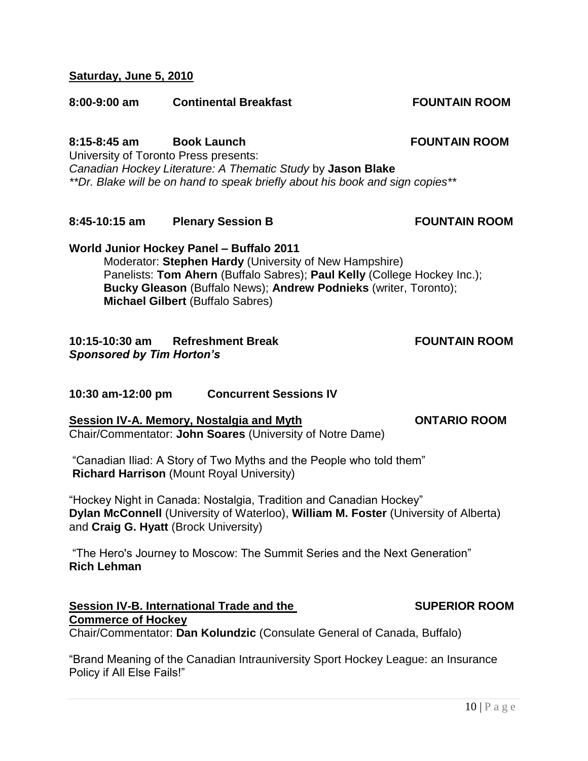**Saturday, June 5, 2010**

**8:00-9:00 am Continental Breakfast FOUNTAIN ROOM**

**8:15-8:45 am Book Launch FOUNTAIN ROOM**

University of Toronto Press presents:

*Canadian Hockey Literature: A Thematic Study* by **Jason Blake**

*\*\*Dr. Blake will be on hand to speak briefly about his book and sign copies\*\**

**8:45-10:15 am Plenary Session B FOUNTAIN ROOM**

**World Junior Hockey Panel – Buffalo 2011**

Moderator: **Stephen Hardy** (University of New Hampshire)

Panelists: **Tom Ahern** (Buffalo Sabres); **Paul Kelly** (College Hockey Inc.); **Bucky Gleason** (Buffalo News); **Andrew Podnieks** (writer, Toronto); **Michael Gilbert** (Buffalo Sabres)

**10:15-10:30 am Refreshment Break FOUNTAIN ROOM**

***Sponsored by Tim Horton's***

**10:30 am-12:00 pm Concurrent Sessions IV**

**Session IV-A. Memory, Nostalgia and Myth ONTARIO ROOM**

Chair/Commentator: **John Soares** (University of Notre Dame)

"Canadian Iliad: A Story of Two Myths and the People who told them"
**Richard Harrison** (Mount Royal University)

"Hockey Night in Canada: Nostalgia, Tradition and Canadian Hockey"
**Dylan McConnell** (University of Waterloo), **William M. Foster** (University of Alberta) and **Craig G. Hyatt** (Brock University)

"The Hero's Journey to Moscow: The Summit Series and the Next Generation"
**Rich Lehman**

**Session IV-B. International Trade and the Commerce of Hockey SUPERIOR ROOM**

Chair/Commentator: **Dan Kolundzic** (Consulate General of Canada, Buffalo)

"Brand Meaning of the Canadian Intrauniversity Sport Hockey League: an Insurance Policy if All Else Fails!"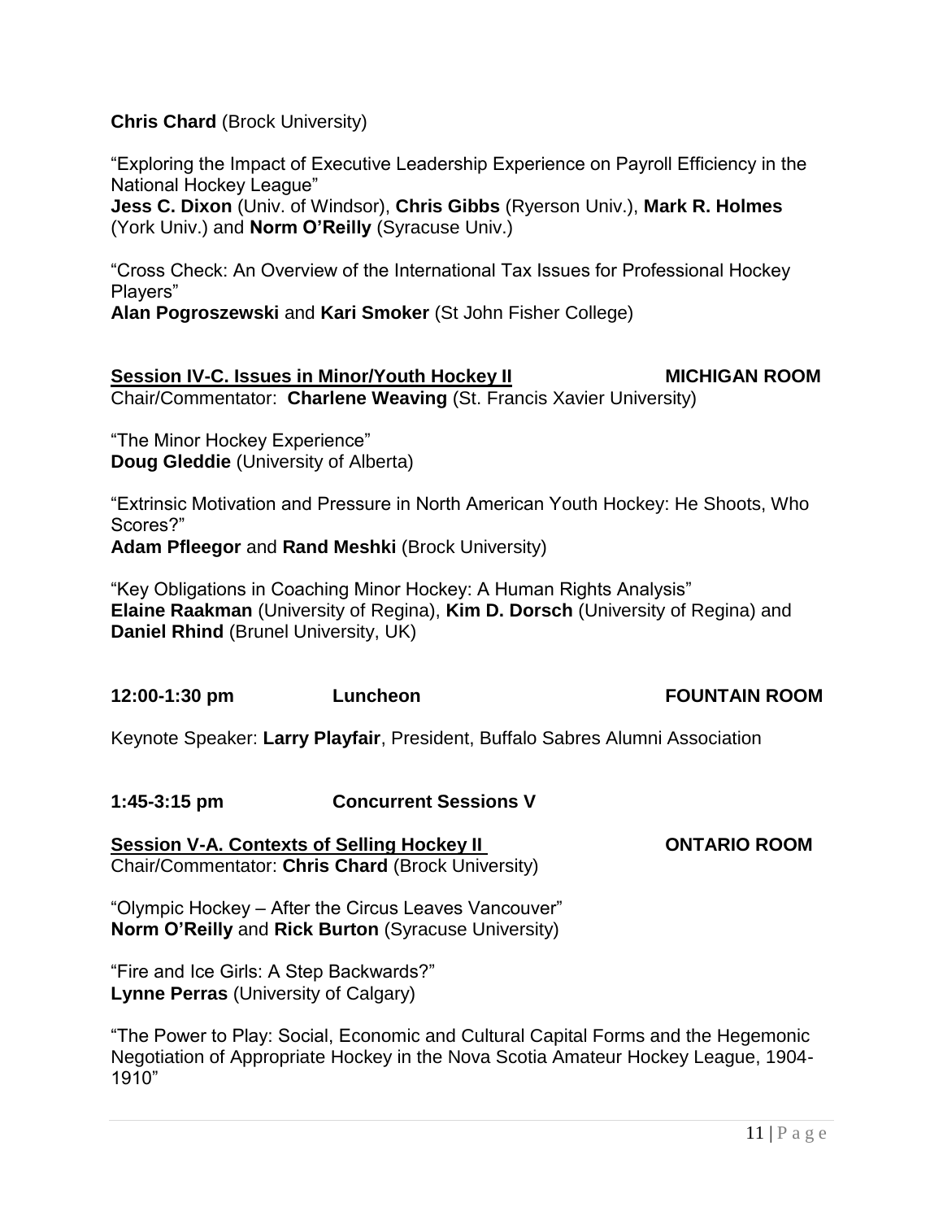**Chris Chard** (Brock University)

"Exploring the Impact of Executive Leadership Experience on Payroll Efficiency in the National Hockey League"
**Jess C. Dixon** (Univ. of Windsor), **Chris Gibbs** (Ryerson Univ.), **Mark R. Holmes** (York Univ.) and **Norm O'Reilly** (Syracuse Univ.)

"Cross Check: An Overview of the International Tax Issues for Professional Hockey Players"
**Alan Pogroszewski** and **Kari Smoker** (St John Fisher College)

**Session IV-C. Issues in Minor/Youth Hockey II** — **MICHIGAN ROOM**
Chair/Commentator: **Charlene Weaving** (St. Francis Xavier University)

"The Minor Hockey Experience"
**Doug Gleddie** (University of Alberta)

"Extrinsic Motivation and Pressure in North American Youth Hockey: He Shoots, Who Scores?"
**Adam Pfleegor** and **Rand Meshki** (Brock University)

"Key Obligations in Coaching Minor Hockey: A Human Rights Analysis"
**Elaine Raakman** (University of Regina), **Kim D. Dorsch** (University of Regina) and **Daniel Rhind** (Brunel University, UK)

**12:00-1:30 pm** — **Luncheon** — **FOUNTAIN ROOM**

Keynote Speaker: **Larry Playfair**, President, Buffalo Sabres Alumni Association

**1:45-3:15 pm** — **Concurrent Sessions V**

**Session V-A. Contexts of Selling Hockey II** — **ONTARIO ROOM**
Chair/Commentator: **Chris Chard** (Brock University)

"Olympic Hockey – After the Circus Leaves Vancouver"
**Norm O'Reilly** and **Rick Burton** (Syracuse University)

"Fire and Ice Girls: A Step Backwards?"
**Lynne Perras** (University of Calgary)

"The Power to Play: Social, Economic and Cultural Capital Forms and the Hegemonic Negotiation of Appropriate Hockey in the Nova Scotia Amateur Hockey League, 1904-1910"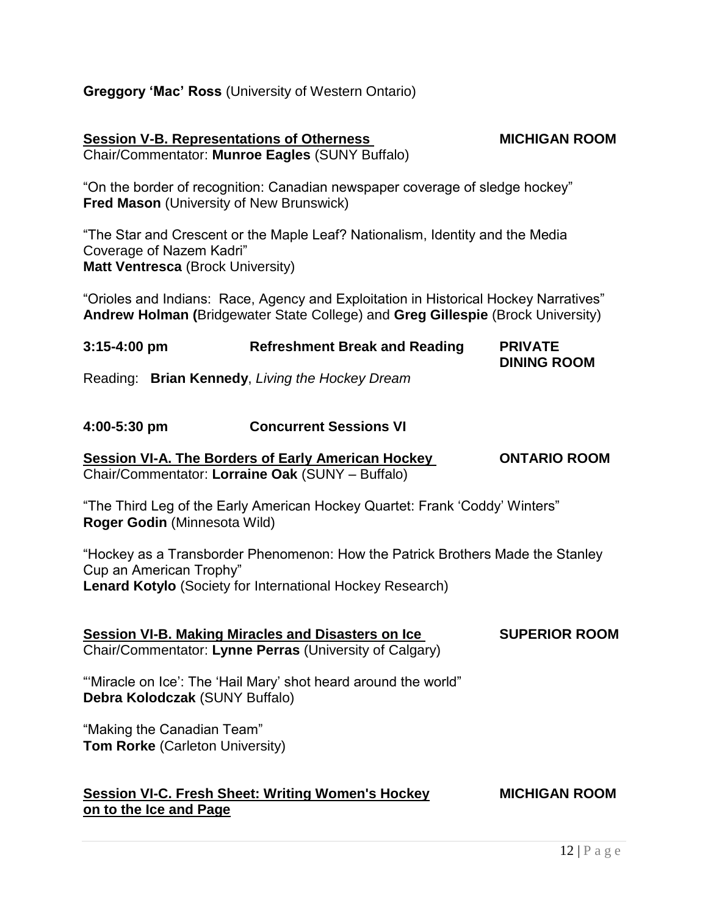**Greggory 'Mac' Ross** (University of Western Ontario)

**Session V-B. Representations of Otherness** **MICHIGAN ROOM**
Chair/Commentator: **Munroe Eagles** (SUNY Buffalo)

"On the border of recognition: Canadian newspaper coverage of sledge hockey"
**Fred Mason** (University of New Brunswick)

"The Star and Crescent or the Maple Leaf? Nationalism, Identity and the Media Coverage of Nazem Kadri"
**Matt Ventresca** (Brock University)

"Orioles and Indians: Race, Agency and Exploitation in Historical Hockey Narratives"
**Andrew Holman (**Bridgewater State College) and **Greg Gillespie** (Brock University)

**3:15-4:00 pm** **Refreshment Break and Reading** **PRIVATE DINING ROOM**

Reading: **Brian Kennedy**, *Living the Hockey Dream*

**4:00-5:30 pm** **Concurrent Sessions VI**

**Session VI-A. The Borders of Early American Hockey** **ONTARIO ROOM**
Chair/Commentator: **Lorraine Oak** (SUNY – Buffalo)

"The Third Leg of the Early American Hockey Quartet: Frank 'Coddy' Winters"
**Roger Godin** (Minnesota Wild)

"Hockey as a Transborder Phenomenon: How the Patrick Brothers Made the Stanley Cup an American Trophy"
**Lenard Kotylo** (Society for International Hockey Research)

**Session VI-B. Making Miracles and Disasters on Ice** **SUPERIOR ROOM**
Chair/Commentator: **Lynne Perras** (University of Calgary)

"'Miracle on Ice': The 'Hail Mary' shot heard around the world"
**Debra Kolodczak** (SUNY Buffalo)

"Making the Canadian Team"
**Tom Rorke** (Carleton University)

**Session VI-C. Fresh Sheet: Writing Women's Hockey on to the Ice and Page** **MICHIGAN ROOM**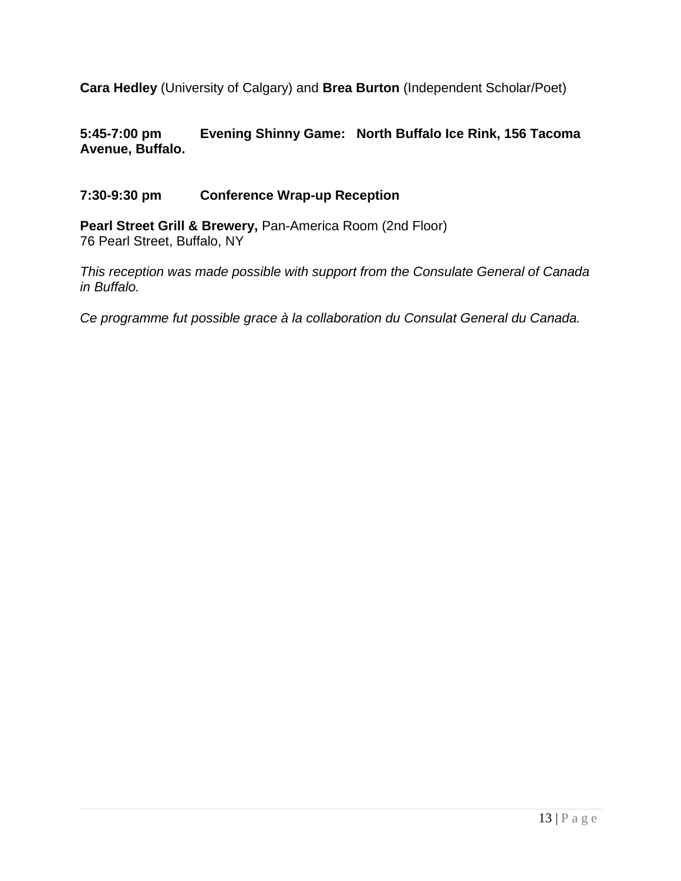**Cara Hedley** (University of Calgary) and **Brea Burton** (Independent Scholar/Poet)

**5:45-7:00 pm Evening Shinny Game: North Buffalo Ice Rink, 156 Tacoma Avenue, Buffalo.**

**7:30-9:30 pm Conference Wrap-up Reception**

**Pearl Street Grill & Brewery,** Pan-America Room (2nd Floor)
76 Pearl Street, Buffalo, NY

*This reception was made possible with support from the Consulate General of Canada in Buffalo.*

*Ce programme fut possible grace à la collaboration du Consulat General du Canada.*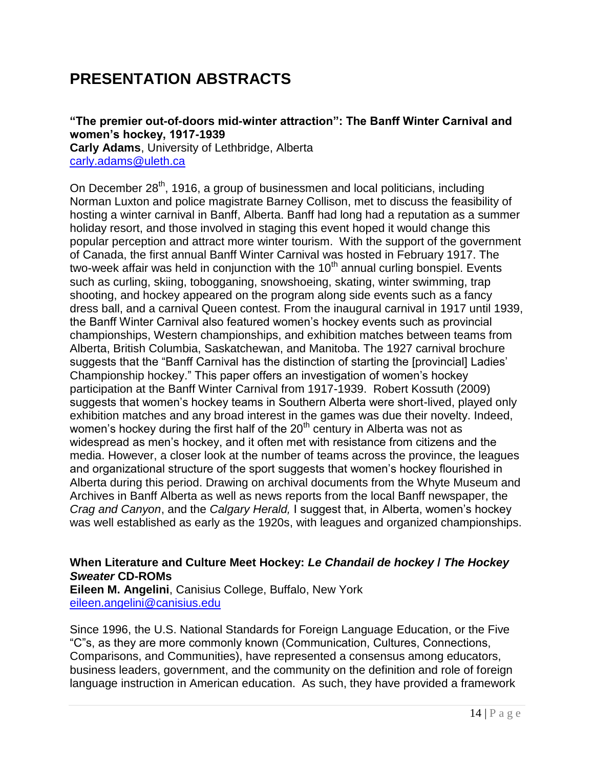# PRESENTATION ABSTRACTS

### "The premier out-of-doors mid-winter attraction": The Banff Winter Carnival and women's hockey, 1917-1939

**Carly Adams**, University of Lethbridge, Alberta
carly.adams@uleth.ca

On December 28th, 1916, a group of businessmen and local politicians, including Norman Luxton and police magistrate Barney Collison, met to discuss the feasibility of hosting a winter carnival in Banff, Alberta. Banff had long had a reputation as a summer holiday resort, and those involved in staging this event hoped it would change this popular perception and attract more winter tourism. With the support of the government of Canada, the first annual Banff Winter Carnival was hosted in February 1917. The two-week affair was held in conjunction with the 10th annual curling bonspiel. Events such as curling, skiing, tobogganing, snowshoeing, skating, winter swimming, trap shooting, and hockey appeared on the program along side events such as a fancy dress ball, and a carnival Queen contest. From the inaugural carnival in 1917 until 1939, the Banff Winter Carnival also featured women's hockey events such as provincial championships, Western championships, and exhibition matches between teams from Alberta, British Columbia, Saskatchewan, and Manitoba. The 1927 carnival brochure suggests that the "Banff Carnival has the distinction of starting the [provincial] Ladies' Championship hockey." This paper offers an investigation of women's hockey participation at the Banff Winter Carnival from 1917-1939. Robert Kossuth (2009) suggests that women's hockey teams in Southern Alberta were short-lived, played only exhibition matches and any broad interest in the games was due their novelty. Indeed, women's hockey during the first half of the 20th century in Alberta was not as widespread as men's hockey, and it often met with resistance from citizens and the media. However, a closer look at the number of teams across the province, the leagues and organizational structure of the sport suggests that women's hockey flourished in Alberta during this period. Drawing on archival documents from the Whyte Museum and Archives in Banff Alberta as well as news reports from the local Banff newspaper, the *Crag and Canyon*, and the *Calgary Herald,* I suggest that, in Alberta, women's hockey was well established as early as the 1920s, with leagues and organized championships.

### When Literature and Culture Meet Hockey: *Le Chandail de hockey / The Hockey Sweater* CD-ROMs

**Eileen M. Angelini**, Canisius College, Buffalo, New York
eileen.angelini@canisius.edu

Since 1996, the U.S. National Standards for Foreign Language Education, or the Five "C"s, as they are more commonly known (Communication, Cultures, Connections, Comparisons, and Communities), have represented a consensus among educators, business leaders, government, and the community on the definition and role of foreign language instruction in American education. As such, they have provided a framework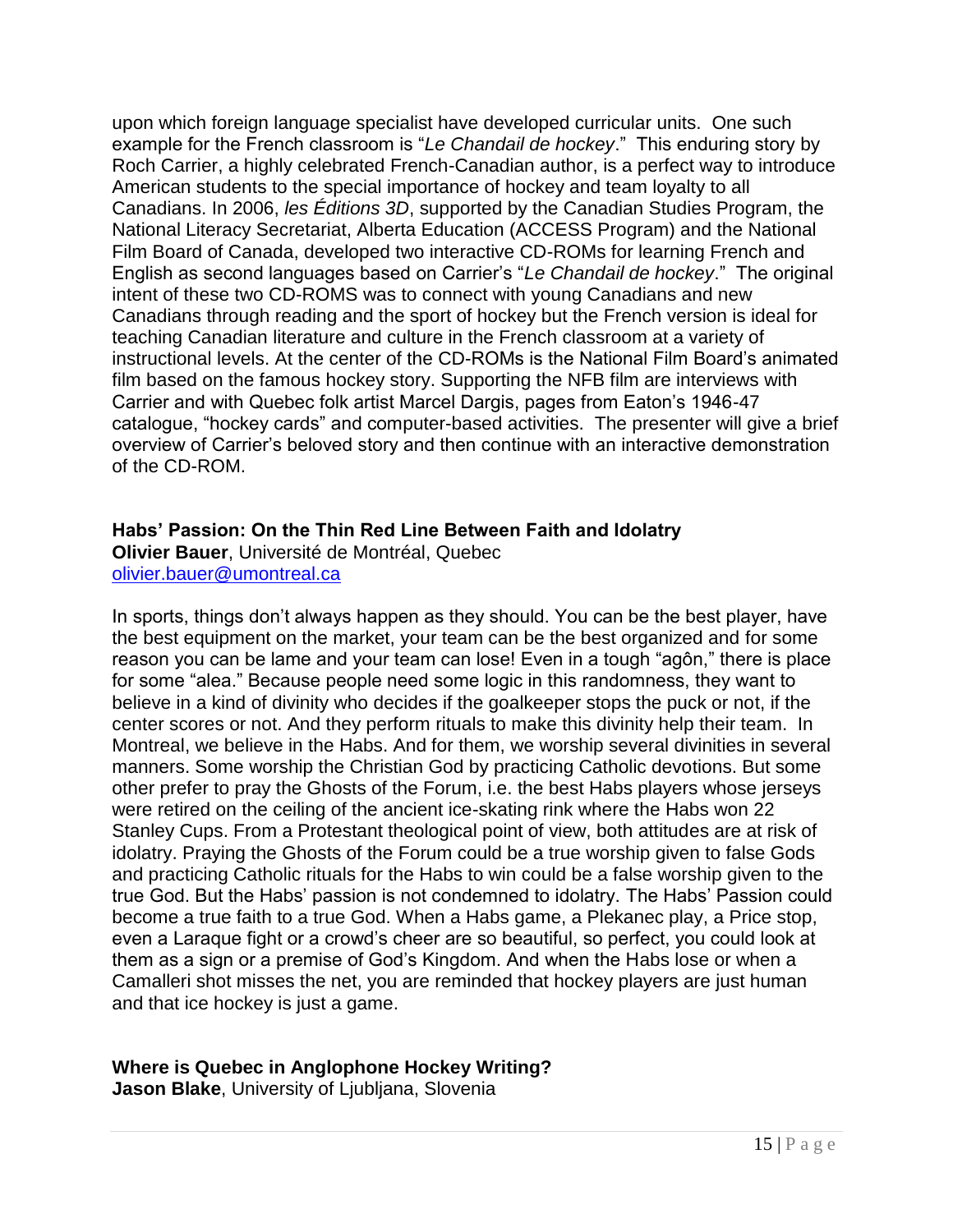upon which foreign language specialist have developed curricular units. One such example for the French classroom is "*Le Chandail de hockey*." This enduring story by Roch Carrier, a highly celebrated French-Canadian author, is a perfect way to introduce American students to the special importance of hockey and team loyalty to all Canadians. In 2006, *les Éditions 3D*, supported by the Canadian Studies Program, the National Literacy Secretariat, Alberta Education (ACCESS Program) and the National Film Board of Canada, developed two interactive CD-ROMs for learning French and English as second languages based on Carrier's "*Le Chandail de hockey*." The original intent of these two CD-ROMS was to connect with young Canadians and new Canadians through reading and the sport of hockey but the French version is ideal for teaching Canadian literature and culture in the French classroom at a variety of instructional levels. At the center of the CD-ROMs is the National Film Board's animated film based on the famous hockey story. Supporting the NFB film are interviews with Carrier and with Quebec folk artist Marcel Dargis, pages from Eaton's 1946-47 catalogue, "hockey cards" and computer-based activities. The presenter will give a brief overview of Carrier's beloved story and then continue with an interactive demonstration of the CD-ROM.

**Habs' Passion: On the Thin Red Line Between Faith and Idolatry**
**Olivier Bauer**, Université de Montréal, Quebec
olivier.bauer@umontreal.ca

In sports, things don't always happen as they should. You can be the best player, have the best equipment on the market, your team can be the best organized and for some reason you can be lame and your team can lose! Even in a tough "agôn," there is place for some "alea." Because people need some logic in this randomness, they want to believe in a kind of divinity who decides if the goalkeeper stops the puck or not, if the center scores or not. And they perform rituals to make this divinity help their team. In Montreal, we believe in the Habs. And for them, we worship several divinities in several manners. Some worship the Christian God by practicing Catholic devotions. But some other prefer to pray the Ghosts of the Forum, i.e. the best Habs players whose jerseys were retired on the ceiling of the ancient ice-skating rink where the Habs won 22 Stanley Cups. From a Protestant theological point of view, both attitudes are at risk of idolatry. Praying the Ghosts of the Forum could be a true worship given to false Gods and practicing Catholic rituals for the Habs to win could be a false worship given to the true God. But the Habs' passion is not condemned to idolatry. The Habs' Passion could become a true faith to a true God. When a Habs game, a Plekanec play, a Price stop, even a Laraque fight or a crowd's cheer are so beautiful, so perfect, you could look at them as a sign or a premise of God's Kingdom. And when the Habs lose or when a Camalleri shot misses the net, you are reminded that hockey players are just human and that ice hockey is just a game.

**Where is Quebec in Anglophone Hockey Writing?**
**Jason Blake**, University of Ljubljana, Slovenia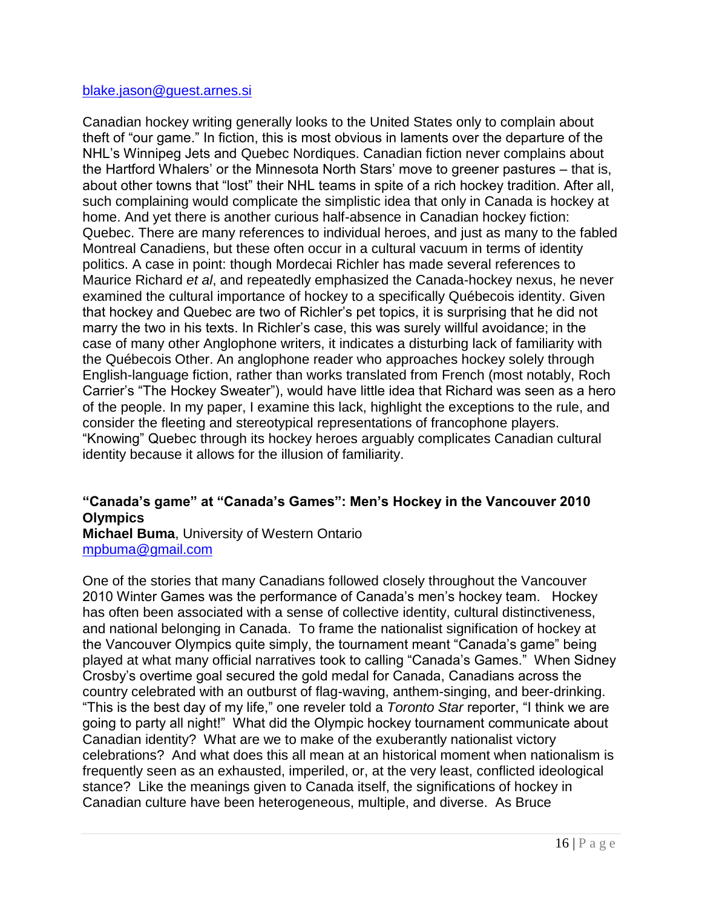blake.jason@guest.arnes.si

Canadian hockey writing generally looks to the United States only to complain about theft of "our game." In fiction, this is most obvious in laments over the departure of the NHL's Winnipeg Jets and Quebec Nordiques. Canadian fiction never complains about the Hartford Whalers' or the Minnesota North Stars' move to greener pastures – that is, about other towns that "lost" their NHL teams in spite of a rich hockey tradition. After all, such complaining would complicate the simplistic idea that only in Canada is hockey at home. And yet there is another curious half-absence in Canadian hockey fiction: Quebec. There are many references to individual heroes, and just as many to the fabled Montreal Canadiens, but these often occur in a cultural vacuum in terms of identity politics. A case in point: though Mordecai Richler has made several references to Maurice Richard *et al*, and repeatedly emphasized the Canada-hockey nexus, he never examined the cultural importance of hockey to a specifically Québecois identity. Given that hockey and Quebec are two of Richler's pet topics, it is surprising that he did not marry the two in his texts. In Richler's case, this was surely willful avoidance; in the case of many other Anglophone writers, it indicates a disturbing lack of familiarity with the Québecois Other. An anglophone reader who approaches hockey solely through English-language fiction, rather than works translated from French (most notably, Roch Carrier's "The Hockey Sweater"), would have little idea that Richard was seen as a hero of the people. In my paper, I examine this lack, highlight the exceptions to the rule, and consider the fleeting and stereotypical representations of francophone players. "Knowing" Quebec through its hockey heroes arguably complicates Canadian cultural identity because it allows for the illusion of familiarity.

### "Canada's game" at "Canada's Games": Men's Hockey in the Vancouver 2010 Olympics

**Michael Buma**, University of Western Ontario
mpbuma@gmail.com

One of the stories that many Canadians followed closely throughout the Vancouver 2010 Winter Games was the performance of Canada's men's hockey team. Hockey has often been associated with a sense of collective identity, cultural distinctiveness, and national belonging in Canada. To frame the nationalist signification of hockey at the Vancouver Olympics quite simply, the tournament meant "Canada's game" being played at what many official narratives took to calling "Canada's Games." When Sidney Crosby's overtime goal secured the gold medal for Canada, Canadians across the country celebrated with an outburst of flag-waving, anthem-singing, and beer-drinking. "This is the best day of my life," one reveler told a *Toronto Star* reporter, "I think we are going to party all night!" What did the Olympic hockey tournament communicate about Canadian identity? What are we to make of the exuberantly nationalist victory celebrations? And what does this all mean at an historical moment when nationalism is frequently seen as an exhausted, imperiled, or, at the very least, conflicted ideological stance? Like the meanings given to Canada itself, the significations of hockey in Canadian culture have been heterogeneous, multiple, and diverse. As Bruce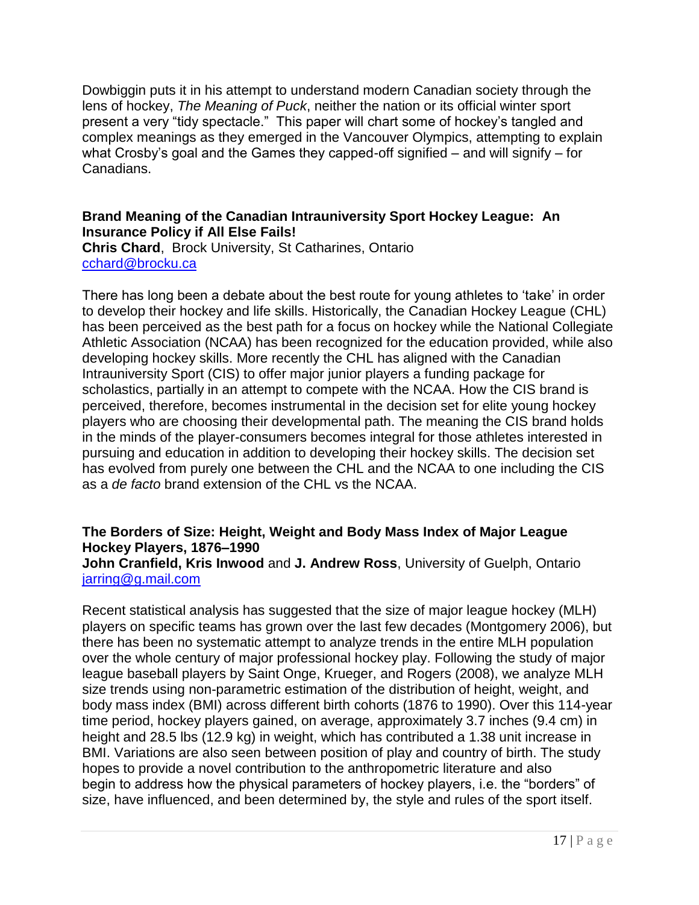Dowbiggin puts it in his attempt to understand modern Canadian society through the lens of hockey, *The Meaning of Puck*, neither the nation or its official winter sport present a very "tidy spectacle." This paper will chart some of hockey's tangled and complex meanings as they emerged in the Vancouver Olympics, attempting to explain what Crosby's goal and the Games they capped-off signified – and will signify – for Canadians.

**Brand Meaning of the Canadian Intrauniversity Sport Hockey League: An Insurance Policy if All Else Fails!**
**Chris Chard**, Brock University, St Catharines, Ontario
cchard@brocku.ca

There has long been a debate about the best route for young athletes to 'take' in order to develop their hockey and life skills. Historically, the Canadian Hockey League (CHL) has been perceived as the best path for a focus on hockey while the National Collegiate Athletic Association (NCAA) has been recognized for the education provided, while also developing hockey skills. More recently the CHL has aligned with the Canadian Intrauniversity Sport (CIS) to offer major junior players a funding package for scholastics, partially in an attempt to compete with the NCAA. How the CIS brand is perceived, therefore, becomes instrumental in the decision set for elite young hockey players who are choosing their developmental path. The meaning the CIS brand holds in the minds of the player-consumers becomes integral for those athletes interested in pursuing and education in addition to developing their hockey skills. The decision set has evolved from purely one between the CHL and the NCAA to one including the CIS as a *de facto* brand extension of the CHL vs the NCAA.

**The Borders of Size: Height, Weight and Body Mass Index of Major League Hockey Players, 1876–1990**
**John Cranfield, Kris Inwood** and **J. Andrew Ross**, University of Guelph, Ontario
jarring@g.mail.com

Recent statistical analysis has suggested that the size of major league hockey (MLH) players on specific teams has grown over the last few decades (Montgomery 2006), but there has been no systematic attempt to analyze trends in the entire MLH population over the whole century of major professional hockey play. Following the study of major league baseball players by Saint Onge, Krueger, and Rogers (2008), we analyze MLH size trends using non-parametric estimation of the distribution of height, weight, and body mass index (BMI) across different birth cohorts (1876 to 1990). Over this 114-year time period, hockey players gained, on average, approximately 3.7 inches (9.4 cm) in height and 28.5 lbs (12.9 kg) in weight, which has contributed a 1.38 unit increase in BMI. Variations are also seen between position of play and country of birth. The study hopes to provide a novel contribution to the anthropometric literature and also begin to address how the physical parameters of hockey players, i.e. the "borders" of size, have influenced, and been determined by, the style and rules of the sport itself.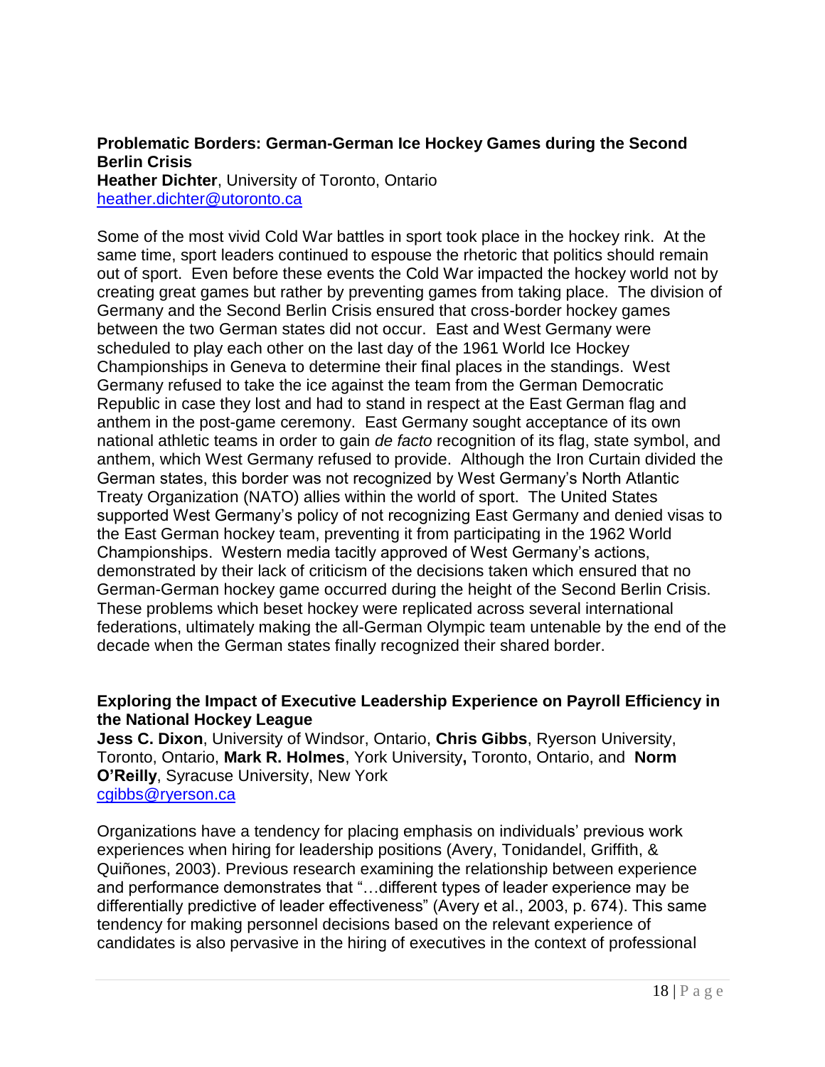**Problematic Borders: German-German Ice Hockey Games during the Second Berlin Crisis**
**Heather Dichter**, University of Toronto, Ontario
heather.dichter@utoronto.ca

Some of the most vivid Cold War battles in sport took place in the hockey rink. At the same time, sport leaders continued to espouse the rhetoric that politics should remain out of sport. Even before these events the Cold War impacted the hockey world not by creating great games but rather by preventing games from taking place. The division of Germany and the Second Berlin Crisis ensured that cross-border hockey games between the two German states did not occur. East and West Germany were scheduled to play each other on the last day of the 1961 World Ice Hockey Championships in Geneva to determine their final places in the standings. West Germany refused to take the ice against the team from the German Democratic Republic in case they lost and had to stand in respect at the East German flag and anthem in the post-game ceremony. East Germany sought acceptance of its own national athletic teams in order to gain *de facto* recognition of its flag, state symbol, and anthem, which West Germany refused to provide. Although the Iron Curtain divided the German states, this border was not recognized by West Germany's North Atlantic Treaty Organization (NATO) allies within the world of sport. The United States supported West Germany's policy of not recognizing East Germany and denied visas to the East German hockey team, preventing it from participating in the 1962 World Championships. Western media tacitly approved of West Germany's actions, demonstrated by their lack of criticism of the decisions taken which ensured that no German-German hockey game occurred during the height of the Second Berlin Crisis. These problems which beset hockey were replicated across several international federations, ultimately making the all-German Olympic team untenable by the end of the decade when the German states finally recognized their shared border.

**Exploring the Impact of Executive Leadership Experience on Payroll Efficiency in the National Hockey League**
**Jess C. Dixon**, University of Windsor, Ontario, **Chris Gibbs**, Ryerson University, Toronto, Ontario, **Mark R. Holmes**, York University**,** Toronto, Ontario, and **Norm O'Reilly**, Syracuse University, New York
cgibbs@ryerson.ca

Organizations have a tendency for placing emphasis on individuals' previous work experiences when hiring for leadership positions (Avery, Tonidandel, Griffith, & Quiñones, 2003). Previous research examining the relationship between experience and performance demonstrates that "…different types of leader experience may be differentially predictive of leader effectiveness" (Avery et al., 2003, p. 674). This same tendency for making personnel decisions based on the relevant experience of candidates is also pervasive in the hiring of executives in the context of professional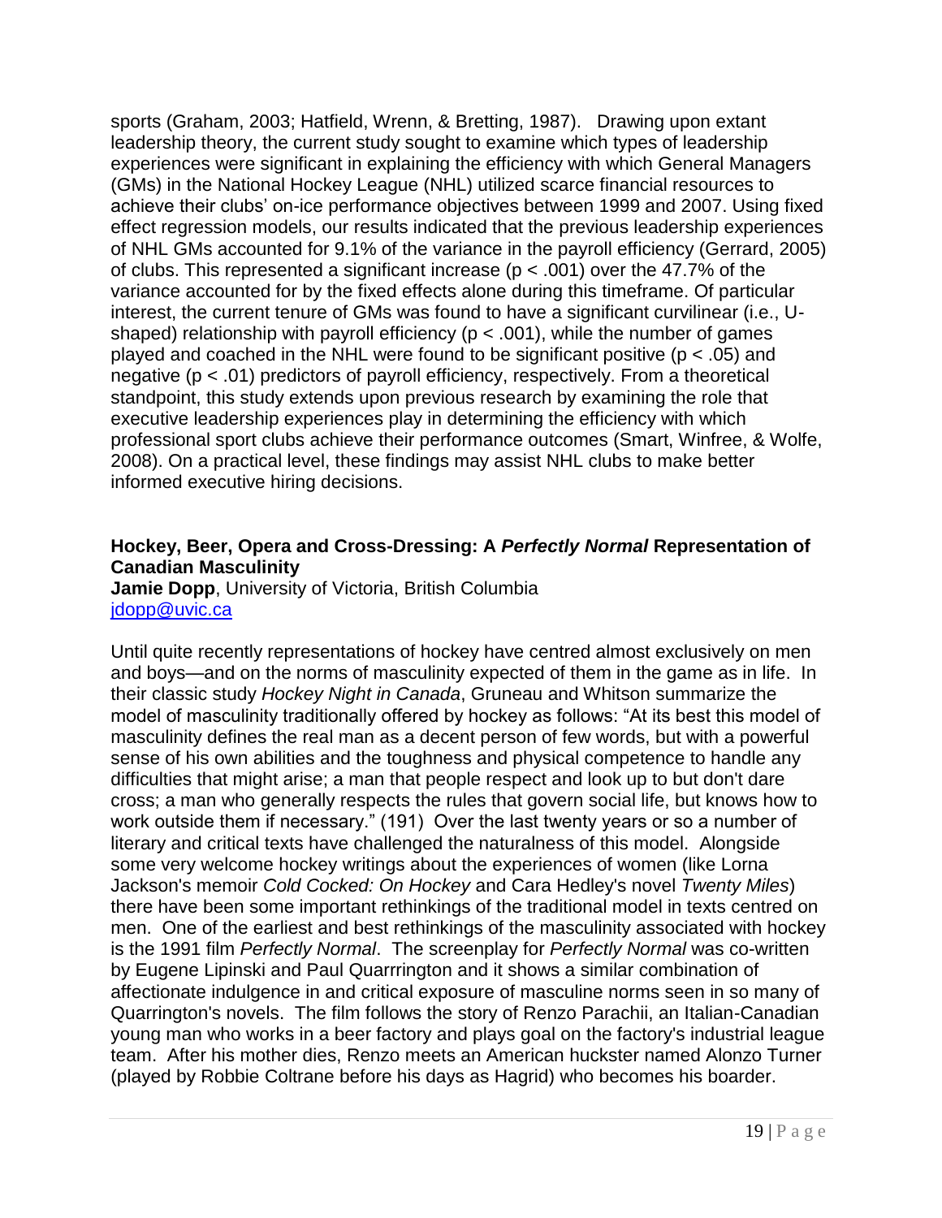sports (Graham, 2003; Hatfield, Wrenn, & Bretting, 1987). Drawing upon extant leadership theory, the current study sought to examine which types of leadership experiences were significant in explaining the efficiency with which General Managers (GMs) in the National Hockey League (NHL) utilized scarce financial resources to achieve their clubs' on-ice performance objectives between 1999 and 2007. Using fixed effect regression models, our results indicated that the previous leadership experiences of NHL GMs accounted for 9.1% of the variance in the payroll efficiency (Gerrard, 2005) of clubs. This represented a significant increase ($p < .001$) over the 47.7% of the variance accounted for by the fixed effects alone during this timeframe. Of particular interest, the current tenure of GMs was found to have a significant curvilinear (i.e., U-shaped) relationship with payroll efficiency ($p < .001$), while the number of games played and coached in the NHL were found to be significant positive ($p < .05$) and negative ($p < .01$) predictors of payroll efficiency, respectively. From a theoretical standpoint, this study extends upon previous research by examining the role that executive leadership experiences play in determining the efficiency with which professional sport clubs achieve their performance outcomes (Smart, Winfree, & Wolfe, 2008). On a practical level, these findings may assist NHL clubs to make better informed executive hiring decisions.

**Hockey, Beer, Opera and Cross-Dressing: A *Perfectly Normal* Representation of Canadian Masculinity**
**Jamie Dopp**, University of Victoria, British Columbia
jdopp@uvic.ca

Until quite recently representations of hockey have centred almost exclusively on men and boys—and on the norms of masculinity expected of them in the game as in life. In their classic study *Hockey Night in Canada*, Gruneau and Whitson summarize the model of masculinity traditionally offered by hockey as follows: "At its best this model of masculinity defines the real man as a decent person of few words, but with a powerful sense of his own abilities and the toughness and physical competence to handle any difficulties that might arise; a man that people respect and look up to but don't dare cross; a man who generally respects the rules that govern social life, but knows how to work outside them if necessary." (191) Over the last twenty years or so a number of literary and critical texts have challenged the naturalness of this model. Alongside some very welcome hockey writings about the experiences of women (like Lorna Jackson's memoir *Cold Cocked: On Hockey* and Cara Hedley's novel *Twenty Miles*) there have been some important rethinkings of the traditional model in texts centred on men. One of the earliest and best rethinkings of the masculinity associated with hockey is the 1991 film *Perfectly Normal*. The screenplay for *Perfectly Normal* was co-written by Eugene Lipinski and Paul Quarrrington and it shows a similar combination of affectionate indulgence in and critical exposure of masculine norms seen in so many of Quarrington's novels. The film follows the story of Renzo Parachii, an Italian-Canadian young man who works in a beer factory and plays goal on the factory's industrial league team. After his mother dies, Renzo meets an American huckster named Alonzo Turner (played by Robbie Coltrane before his days as Hagrid) who becomes his boarder.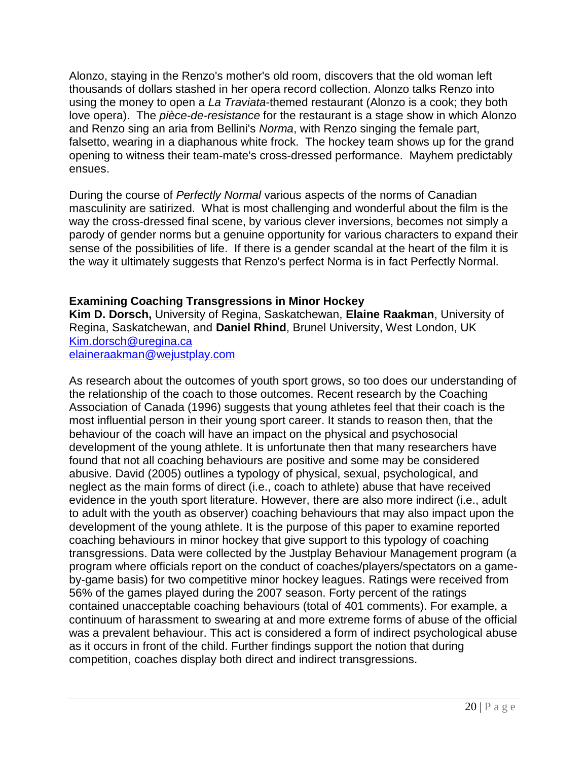Alonzo, staying in the Renzo's mother's old room, discovers that the old woman left thousands of dollars stashed in her opera record collection. Alonzo talks Renzo into using the money to open a *La Traviata*-themed restaurant (Alonzo is a cook; they both love opera). The *pièce-de-resistance* for the restaurant is a stage show in which Alonzo and Renzo sing an aria from Bellini's *Norma*, with Renzo singing the female part, falsetto, wearing in a diaphanous white frock. The hockey team shows up for the grand opening to witness their team-mate's cross-dressed performance. Mayhem predictably ensues.

During the course of *Perfectly Normal* various aspects of the norms of Canadian masculinity are satirized. What is most challenging and wonderful about the film is the way the cross-dressed final scene, by various clever inversions, becomes not simply a parody of gender norms but a genuine opportunity for various characters to expand their sense of the possibilities of life. If there is a gender scandal at the heart of the film it is the way it ultimately suggests that Renzo's perfect Norma is in fact Perfectly Normal.

### Examining Coaching Transgressions in Minor Hockey

**Kim D. Dorsch,** University of Regina, Saskatchewan, **Elaine Raakman**, University of Regina, Saskatchewan, and **Daniel Rhind**, Brunel University, West London, UK
Kim.dorsch@uregina.ca
elaineraakman@wejustplay.com

As research about the outcomes of youth sport grows, so too does our understanding of the relationship of the coach to those outcomes. Recent research by the Coaching Association of Canada (1996) suggests that young athletes feel that their coach is the most influential person in their young sport career. It stands to reason then, that the behaviour of the coach will have an impact on the physical and psychosocial development of the young athlete. It is unfortunate then that many researchers have found that not all coaching behaviours are positive and some may be considered abusive. David (2005) outlines a typology of physical, sexual, psychological, and neglect as the main forms of direct (i.e., coach to athlete) abuse that have received evidence in the youth sport literature. However, there are also more indirect (i.e., adult to adult with the youth as observer) coaching behaviours that may also impact upon the development of the young athlete. It is the purpose of this paper to examine reported coaching behaviours in minor hockey that give support to this typology of coaching transgressions. Data were collected by the Justplay Behaviour Management program (a program where officials report on the conduct of coaches/players/spectators on a game-by-game basis) for two competitive minor hockey leagues. Ratings were received from 56% of the games played during the 2007 season. Forty percent of the ratings contained unacceptable coaching behaviours (total of 401 comments). For example, a continuum of harassment to swearing at and more extreme forms of abuse of the official was a prevalent behaviour. This act is considered a form of indirect psychological abuse as it occurs in front of the child. Further findings support the notion that during competition, coaches display both direct and indirect transgressions.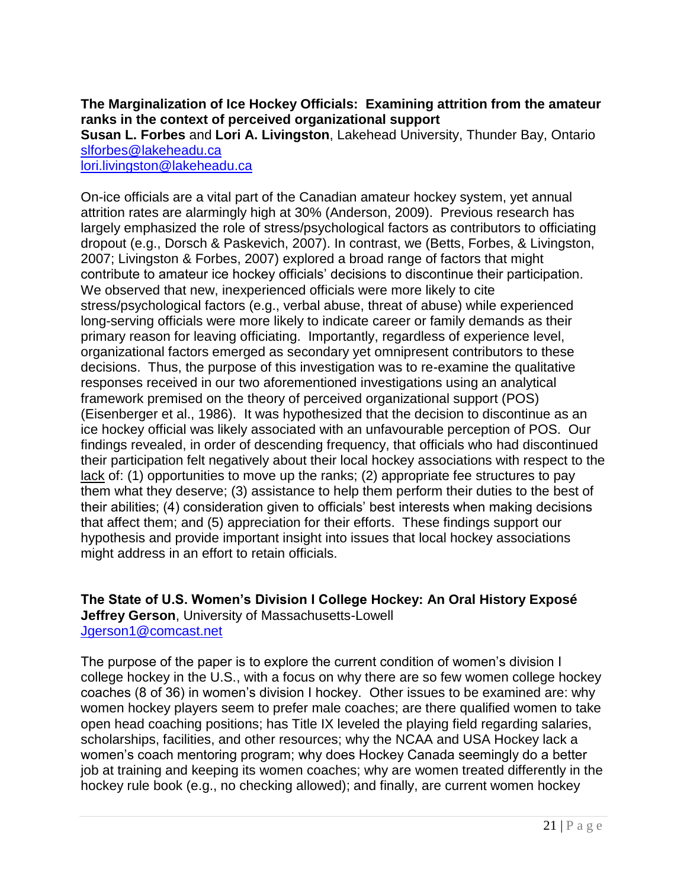**The Marginalization of Ice Hockey Officials: Examining attrition from the amateur ranks in the context of perceived organizational support**

**Susan L. Forbes** and **Lori A. Livingston**, Lakehead University, Thunder Bay, Ontario
slforbes@lakeheadu.ca
lori.livingston@lakeheadu.ca

On-ice officials are a vital part of the Canadian amateur hockey system, yet annual attrition rates are alarmingly high at 30% (Anderson, 2009). Previous research has largely emphasized the role of stress/psychological factors as contributors to officiating dropout (e.g., Dorsch & Paskevich, 2007). In contrast, we (Betts, Forbes, & Livingston, 2007; Livingston & Forbes, 2007) explored a broad range of factors that might contribute to amateur ice hockey officials' decisions to discontinue their participation. We observed that new, inexperienced officials were more likely to cite stress/psychological factors (e.g., verbal abuse, threat of abuse) while experienced long-serving officials were more likely to indicate career or family demands as their primary reason for leaving officiating. Importantly, regardless of experience level, organizational factors emerged as secondary yet omnipresent contributors to these decisions. Thus, the purpose of this investigation was to re-examine the qualitative responses received in our two aforementioned investigations using an analytical framework premised on the theory of perceived organizational support (POS) (Eisenberger et al., 1986). It was hypothesized that the decision to discontinue as an ice hockey official was likely associated with an unfavourable perception of POS. Our findings revealed, in order of descending frequency, that officials who had discontinued their participation felt negatively about their local hockey associations with respect to the <u>lack</u> of: (1) opportunities to move up the ranks; (2) appropriate fee structures to pay them what they deserve; (3) assistance to help them perform their duties to the best of their abilities; (4) consideration given to officials' best interests when making decisions that affect them; and (5) appreciation for their efforts. These findings support our hypothesis and provide important insight into issues that local hockey associations might address in an effort to retain officials.

**The State of U.S. Women's Division I College Hockey: An Oral History Exposé**

**Jeffrey Gerson**, University of Massachusetts-Lowell
Jgerson1@comcast.net

The purpose of the paper is to explore the current condition of women's division I college hockey in the U.S., with a focus on why there are so few women college hockey coaches (8 of 36) in women's division I hockey. Other issues to be examined are: why women hockey players seem to prefer male coaches; are there qualified women to take open head coaching positions; has Title IX leveled the playing field regarding salaries, scholarships, facilities, and other resources; why the NCAA and USA Hockey lack a women's coach mentoring program; why does Hockey Canada seemingly do a better job at training and keeping its women coaches; why are women treated differently in the hockey rule book (e.g., no checking allowed); and finally, are current women hockey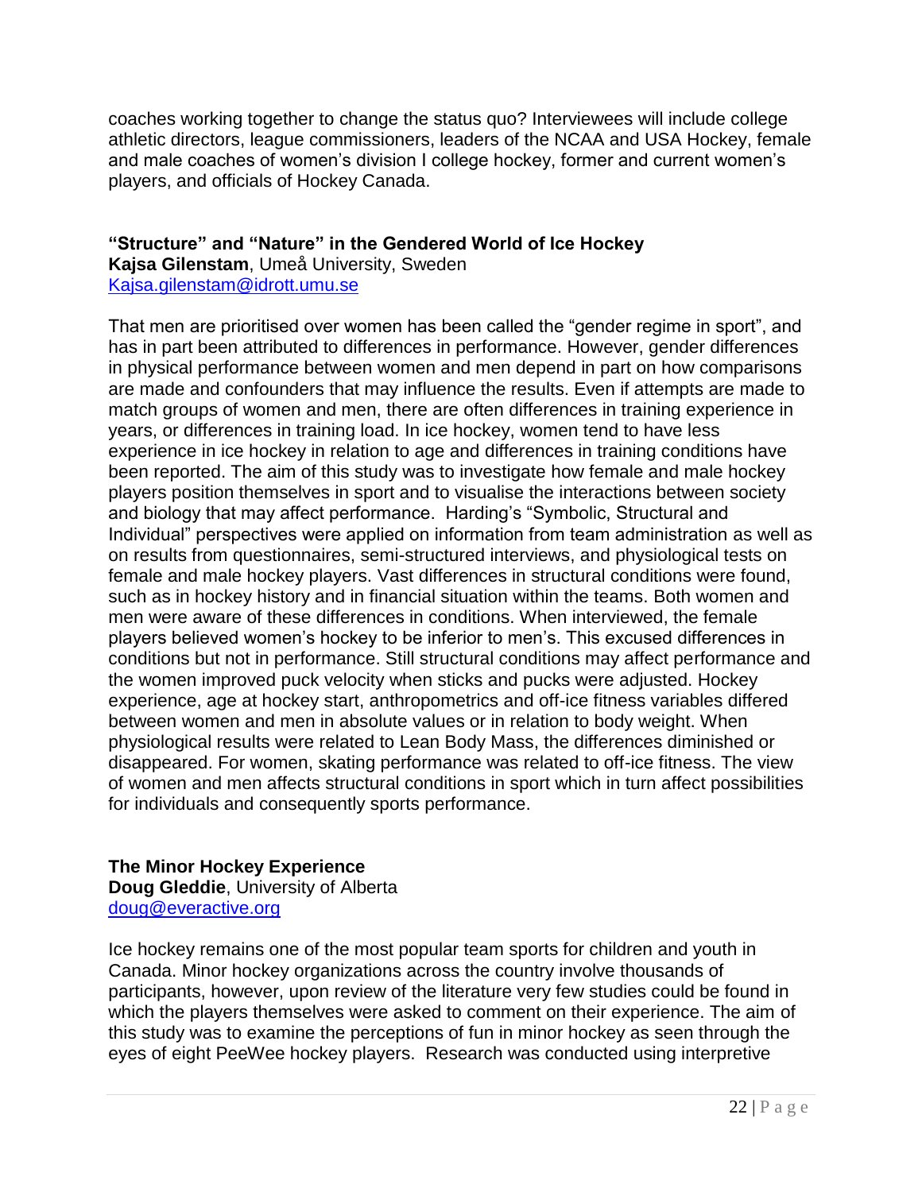coaches working together to change the status quo? Interviewees will include college athletic directors, league commissioners, leaders of the NCAA and USA Hockey, female and male coaches of women's division I college hockey, former and current women's players, and officials of Hockey Canada.

**"Structure" and "Nature" in the Gendered World of Ice Hockey**
**Kajsa Gilenstam**, Umeå University, Sweden
Kajsa.gilenstam@idrott.umu.se

That men are prioritised over women has been called the "gender regime in sport", and has in part been attributed to differences in performance. However, gender differences in physical performance between women and men depend in part on how comparisons are made and confounders that may influence the results. Even if attempts are made to match groups of women and men, there are often differences in training experience in years, or differences in training load. In ice hockey, women tend to have less experience in ice hockey in relation to age and differences in training conditions have been reported. The aim of this study was to investigate how female and male hockey players position themselves in sport and to visualise the interactions between society and biology that may affect performance. Harding's "Symbolic, Structural and Individual" perspectives were applied on information from team administration as well as on results from questionnaires, semi-structured interviews, and physiological tests on female and male hockey players. Vast differences in structural conditions were found, such as in hockey history and in financial situation within the teams. Both women and men were aware of these differences in conditions. When interviewed, the female players believed women's hockey to be inferior to men's. This excused differences in conditions but not in performance. Still structural conditions may affect performance and the women improved puck velocity when sticks and pucks were adjusted. Hockey experience, age at hockey start, anthropometrics and off-ice fitness variables differed between women and men in absolute values or in relation to body weight. When physiological results were related to Lean Body Mass, the differences diminished or disappeared. For women, skating performance was related to off-ice fitness. The view of women and men affects structural conditions in sport which in turn affect possibilities for individuals and consequently sports performance.

**The Minor Hockey Experience**
**Doug Gleddie**, University of Alberta
doug@everactive.org

Ice hockey remains one of the most popular team sports for children and youth in Canada. Minor hockey organizations across the country involve thousands of participants, however, upon review of the literature very few studies could be found in which the players themselves were asked to comment on their experience. The aim of this study was to examine the perceptions of fun in minor hockey as seen through the eyes of eight PeeWee hockey players. Research was conducted using interpretive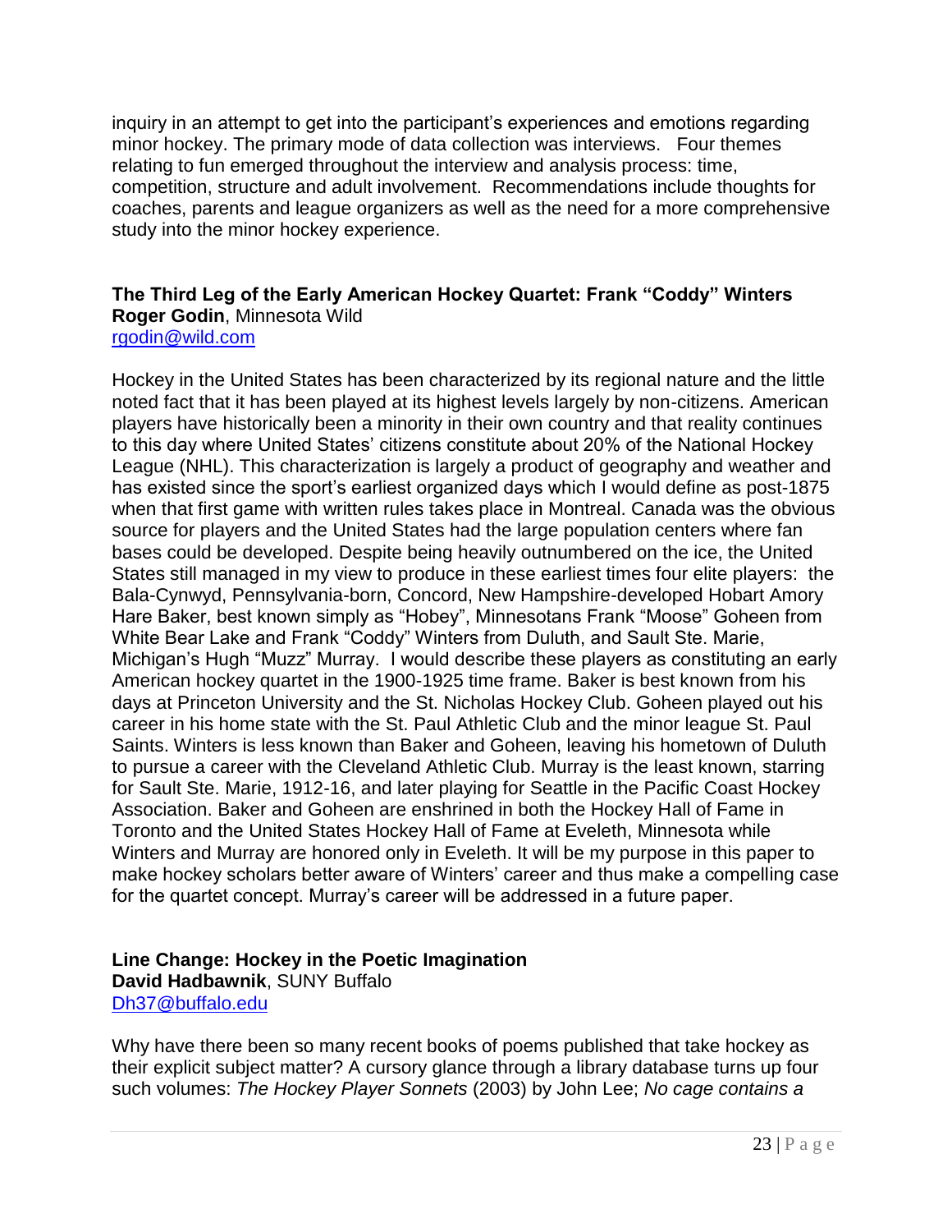inquiry in an attempt to get into the participant's experiences and emotions regarding minor hockey. The primary mode of data collection was interviews. Four themes relating to fun emerged throughout the interview and analysis process: time, competition, structure and adult involvement. Recommendations include thoughts for coaches, parents and league organizers as well as the need for a more comprehensive study into the minor hockey experience.

**The Third Leg of the Early American Hockey Quartet: Frank "Coddy" Winters**
**Roger Godin**, Minnesota Wild
rgodin@wild.com

Hockey in the United States has been characterized by its regional nature and the little noted fact that it has been played at its highest levels largely by non-citizens. American players have historically been a minority in their own country and that reality continues to this day where United States' citizens constitute about 20% of the National Hockey League (NHL). This characterization is largely a product of geography and weather and has existed since the sport's earliest organized days which I would define as post-1875 when that first game with written rules takes place in Montreal. Canada was the obvious source for players and the United States had the large population centers where fan bases could be developed. Despite being heavily outnumbered on the ice, the United States still managed in my view to produce in these earliest times four elite players: the Bala-Cynwyd, Pennsylvania-born, Concord, New Hampshire-developed Hobart Amory Hare Baker, best known simply as "Hobey", Minnesotans Frank "Moose" Goheen from White Bear Lake and Frank "Coddy" Winters from Duluth, and Sault Ste. Marie, Michigan's Hugh "Muzz" Murray. I would describe these players as constituting an early American hockey quartet in the 1900-1925 time frame. Baker is best known from his days at Princeton University and the St. Nicholas Hockey Club. Goheen played out his career in his home state with the St. Paul Athletic Club and the minor league St. Paul Saints. Winters is less known than Baker and Goheen, leaving his hometown of Duluth to pursue a career with the Cleveland Athletic Club. Murray is the least known, starring for Sault Ste. Marie, 1912-16, and later playing for Seattle in the Pacific Coast Hockey Association. Baker and Goheen are enshrined in both the Hockey Hall of Fame in Toronto and the United States Hockey Hall of Fame at Eveleth, Minnesota while Winters and Murray are honored only in Eveleth. It will be my purpose in this paper to make hockey scholars better aware of Winters' career and thus make a compelling case for the quartet concept. Murray's career will be addressed in a future paper.

**Line Change: Hockey in the Poetic Imagination**
**David Hadbawnik**, SUNY Buffalo
Dh37@buffalo.edu

Why have there been so many recent books of poems published that take hockey as their explicit subject matter? A cursory glance through a library database turns up four such volumes: *The Hockey Player Sonnets* (2003) by John Lee; *No cage contains a*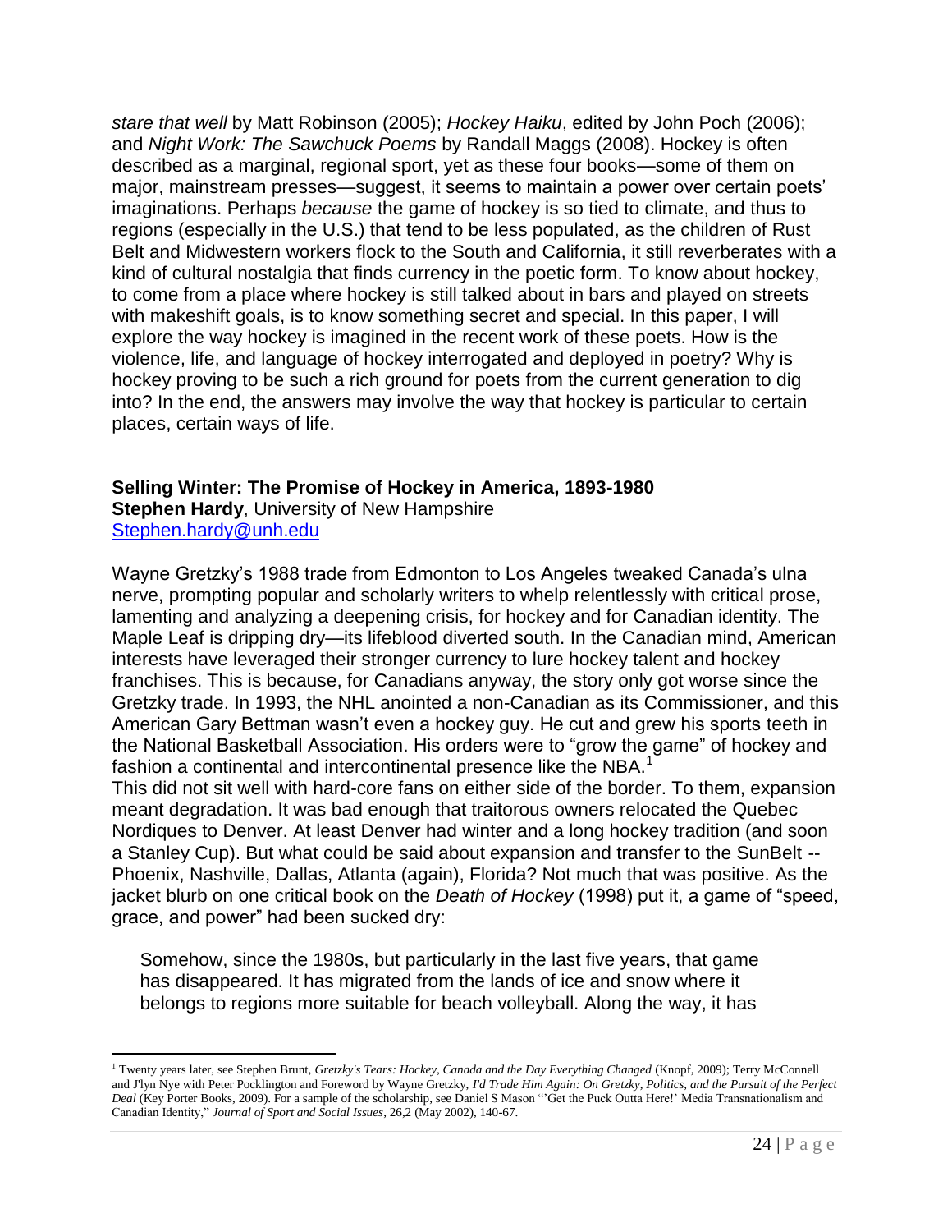*stare that well* by Matt Robinson (2005); *Hockey Haiku*, edited by John Poch (2006); and *Night Work: The Sawchuck Poems* by Randall Maggs (2008). Hockey is often described as a marginal, regional sport, yet as these four books—some of them on major, mainstream presses—suggest, it seems to maintain a power over certain poets' imaginations. Perhaps *because* the game of hockey is so tied to climate, and thus to regions (especially in the U.S.) that tend to be less populated, as the children of Rust Belt and Midwestern workers flock to the South and California, it still reverberates with a kind of cultural nostalgia that finds currency in the poetic form. To know about hockey, to come from a place where hockey is still talked about in bars and played on streets with makeshift goals, is to know something secret and special. In this paper, I will explore the way hockey is imagined in the recent work of these poets. How is the violence, life, and language of hockey interrogated and deployed in poetry? Why is hockey proving to be such a rich ground for poets from the current generation to dig into? In the end, the answers may involve the way that hockey is particular to certain places, certain ways of life.

**Selling Winter: The Promise of Hockey in America, 1893-1980**
**Stephen Hardy**, University of New Hampshire
Stephen.hardy@unh.edu

Wayne Gretzky's 1988 trade from Edmonton to Los Angeles tweaked Canada's ulna nerve, prompting popular and scholarly writers to whelp relentlessly with critical prose, lamenting and analyzing a deepening crisis, for hockey and for Canadian identity. The Maple Leaf is dripping dry—its lifeblood diverted south. In the Canadian mind, American interests have leveraged their stronger currency to lure hockey talent and hockey franchises. This is because, for Canadians anyway, the story only got worse since the Gretzky trade. In 1993, the NHL anointed a non-Canadian as its Commissioner, and this American Gary Bettman wasn't even a hockey guy. He cut and grew his sports teeth in the National Basketball Association. His orders were to "grow the game" of hockey and fashion a continental and intercontinental presence like the NBA.[1]

This did not sit well with hard-core fans on either side of the border. To them, expansion meant degradation. It was bad enough that traitorous owners relocated the Quebec Nordiques to Denver. At least Denver had winter and a long hockey tradition (and soon a Stanley Cup). But what could be said about expansion and transfer to the SunBelt -- Phoenix, Nashville, Dallas, Atlanta (again), Florida? Not much that was positive. As the jacket blurb on one critical book on the *Death of Hockey* (1998) put it, a game of "speed, grace, and power" had been sucked dry:

> Somehow, since the 1980s, but particularly in the last five years, that game has disappeared. It has migrated from the lands of ice and snow where it belongs to regions more suitable for beach volleyball. Along the way, it has

[1] Twenty years later, see Stephen Brunt, *Gretzky's Tears: Hockey, Canada and the Day Everything Changed* (Knopf, 2009); Terry McConnell and J'lyn Nye with Peter Pocklington and Foreword by Wayne Gretzky, *I'd Trade Him Again: On Gretzky, Politics, and the Pursuit of the Perfect Deal* (Key Porter Books, 2009). For a sample of the scholarship, see Daniel S Mason "'Get the Puck Outta Here!' Media Transnationalism and Canadian Identity," *Journal of Sport and Social Issues*, 26,2 (May 2002), 140-67.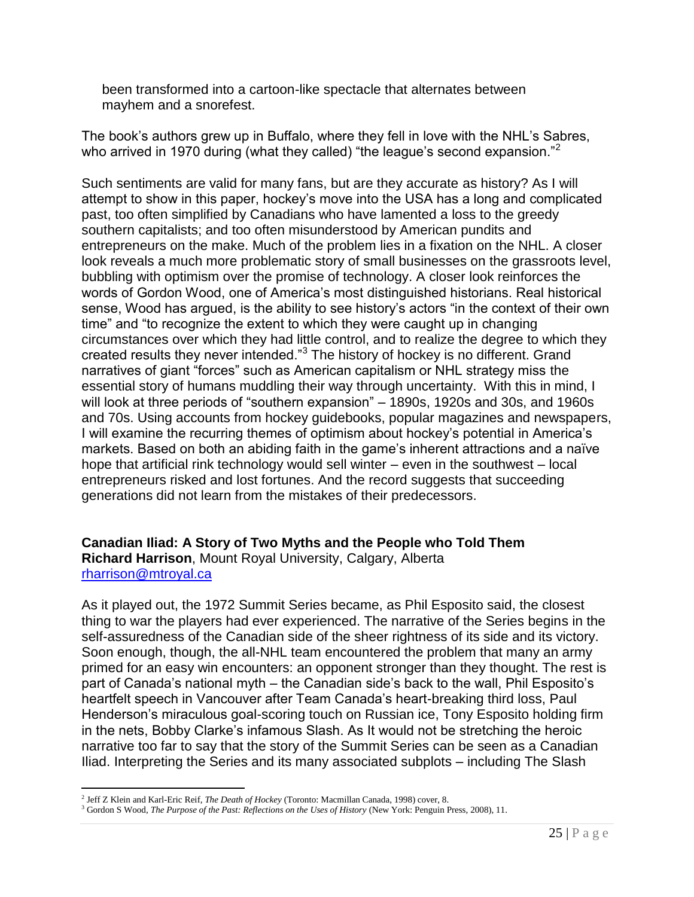been transformed into a cartoon-like spectacle that alternates between mayhem and a snorefest.

The book's authors grew up in Buffalo, where they fell in love with the NHL's Sabres, who arrived in 1970 during (what they called) "the league's second expansion."[2]

Such sentiments are valid for many fans, but are they accurate as history? As I will attempt to show in this paper, hockey's move into the USA has a long and complicated past, too often simplified by Canadians who have lamented a loss to the greedy southern capitalists; and too often misunderstood by American pundits and entrepreneurs on the make. Much of the problem lies in a fixation on the NHL. A closer look reveals a much more problematic story of small businesses on the grassroots level, bubbling with optimism over the promise of technology. A closer look reinforces the words of Gordon Wood, one of America's most distinguished historians. Real historical sense, Wood has argued, is the ability to see history's actors "in the context of their own time" and "to recognize the extent to which they were caught up in changing circumstances over which they had little control, and to realize the degree to which they created results they never intended."[3] The history of hockey is no different. Grand narratives of giant "forces" such as American capitalism or NHL strategy miss the essential story of humans muddling their way through uncertainty. With this in mind, I will look at three periods of "southern expansion" – 1890s, 1920s and 30s, and 1960s and 70s. Using accounts from hockey guidebooks, popular magazines and newspapers, I will examine the recurring themes of optimism about hockey's potential in America's markets. Based on both an abiding faith in the game's inherent attractions and a naïve hope that artificial rink technology would sell winter – even in the southwest – local entrepreneurs risked and lost fortunes. And the record suggests that succeeding generations did not learn from the mistakes of their predecessors.

**Canadian Iliad: A Story of Two Myths and the People who Told Them**
**Richard Harrison**, Mount Royal University, Calgary, Alberta
rharrison@mtroyal.ca

As it played out, the 1972 Summit Series became, as Phil Esposito said, the closest thing to war the players had ever experienced. The narrative of the Series begins in the self-assuredness of the Canadian side of the sheer rightness of its side and its victory. Soon enough, though, the all-NHL team encountered the problem that many an army primed for an easy win encounters: an opponent stronger than they thought. The rest is part of Canada's national myth – the Canadian side's back to the wall, Phil Esposito's heartfelt speech in Vancouver after Team Canada's heart-breaking third loss, Paul Henderson's miraculous goal-scoring touch on Russian ice, Tony Esposito holding firm in the nets, Bobby Clarke's infamous Slash. As It would not be stretching the heroic narrative too far to say that the story of the Summit Series can be seen as a Canadian Iliad. Interpreting the Series and its many associated subplots – including The Slash

---

[2] Jeff Z Klein and Karl-Eric Reif, *The Death of Hockey* (Toronto: Macmillan Canada, 1998) cover, 8.

[3] Gordon S Wood, *The Purpose of the Past: Reflections on the Uses of History* (New York: Penguin Press, 2008), 11.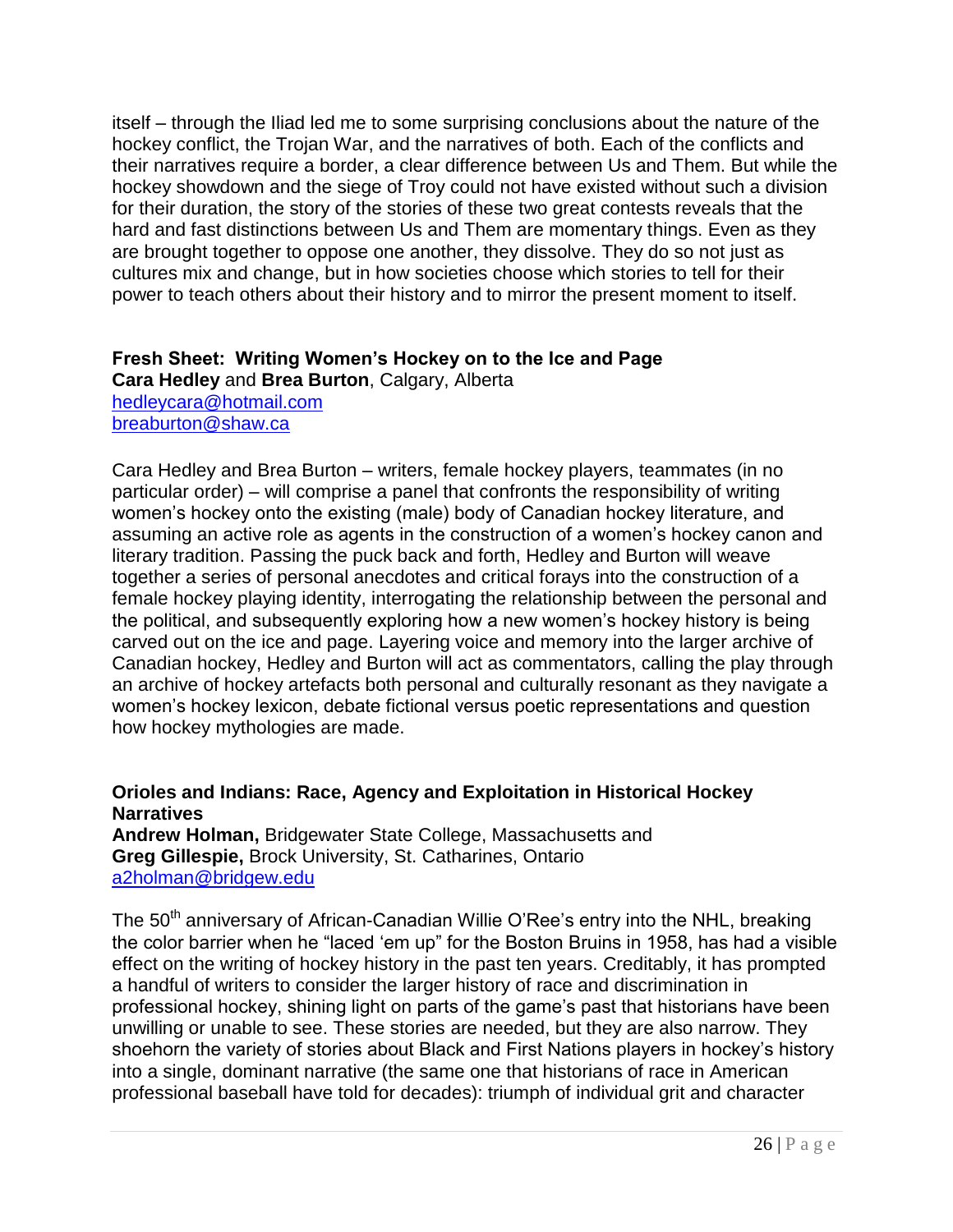itself – through the Iliad led me to some surprising conclusions about the nature of the hockey conflict, the Trojan War, and the narratives of both. Each of the conflicts and their narratives require a border, a clear difference between Us and Them. But while the hockey showdown and the siege of Troy could not have existed without such a division for their duration, the story of the stories of these two great contests reveals that the hard and fast distinctions between Us and Them are momentary things. Even as they are brought together to oppose one another, they dissolve. They do so not just as cultures mix and change, but in how societies choose which stories to tell for their power to teach others about their history and to mirror the present moment to itself.

**Fresh Sheet: Writing Women's Hockey on to the Ice and Page**
**Cara Hedley** and **Brea Burton**, Calgary, Alberta
hedleycara@hotmail.com
breaburton@shaw.ca

Cara Hedley and Brea Burton – writers, female hockey players, teammates (in no particular order) – will comprise a panel that confronts the responsibility of writing women's hockey onto the existing (male) body of Canadian hockey literature, and assuming an active role as agents in the construction of a women's hockey canon and literary tradition. Passing the puck back and forth, Hedley and Burton will weave together a series of personal anecdotes and critical forays into the construction of a female hockey playing identity, interrogating the relationship between the personal and the political, and subsequently exploring how a new women's hockey history is being carved out on the ice and page. Layering voice and memory into the larger archive of Canadian hockey, Hedley and Burton will act as commentators, calling the play through an archive of hockey artefacts both personal and culturally resonant as they navigate a women's hockey lexicon, debate fictional versus poetic representations and question how hockey mythologies are made.

**Orioles and Indians: Race, Agency and Exploitation in Historical Hockey Narratives**
**Andrew Holman,** Bridgewater State College, Massachusetts and
**Greg Gillespie,** Brock University, St. Catharines, Ontario
a2holman@bridgew.edu

The 50th anniversary of African-Canadian Willie O'Ree's entry into the NHL, breaking the color barrier when he "laced 'em up" for the Boston Bruins in 1958, has had a visible effect on the writing of hockey history in the past ten years. Creditably, it has prompted a handful of writers to consider the larger history of race and discrimination in professional hockey, shining light on parts of the game's past that historians have been unwilling or unable to see. These stories are needed, but they are also narrow. They shoehorn the variety of stories about Black and First Nations players in hockey's history into a single, dominant narrative (the same one that historians of race in American professional baseball have told for decades): triumph of individual grit and character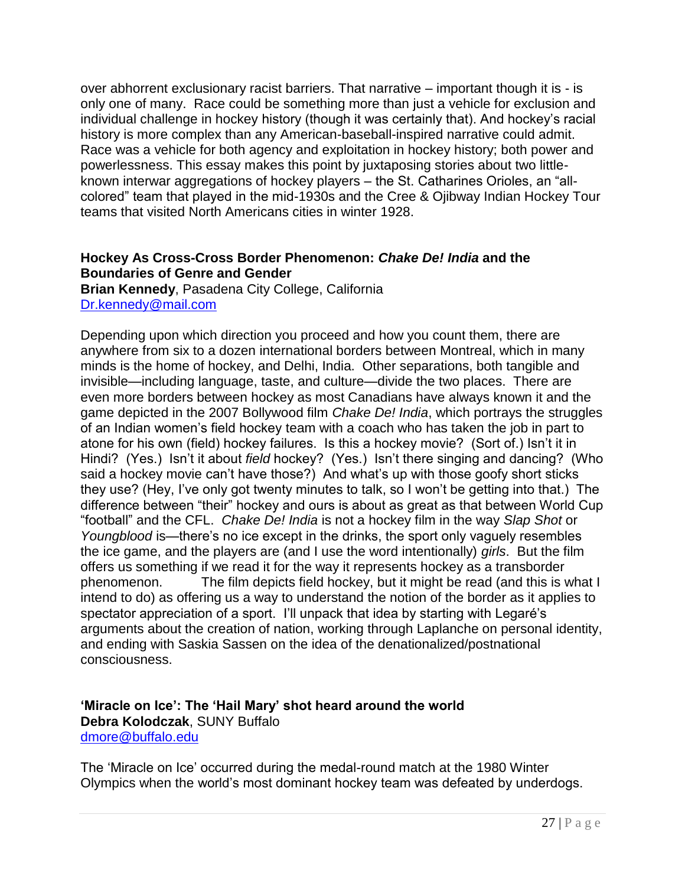over abhorrent exclusionary racist barriers. That narrative – important though it is - is only one of many. Race could be something more than just a vehicle for exclusion and individual challenge in hockey history (though it was certainly that). And hockey's racial history is more complex than any American-baseball-inspired narrative could admit. Race was a vehicle for both agency and exploitation in hockey history; both power and powerlessness. This essay makes this point by juxtaposing stories about two little-known interwar aggregations of hockey players – the St. Catharines Orioles, an "all-colored" team that played in the mid-1930s and the Cree & Ojibway Indian Hockey Tour teams that visited North Americans cities in winter 1928.

**Hockey As Cross-Cross Border Phenomenon: *Chake De! India* and the Boundaries of Genre and Gender**
**Brian Kennedy**, Pasadena City College, California
Dr.kennedy@mail.com

Depending upon which direction you proceed and how you count them, there are anywhere from six to a dozen international borders between Montreal, which in many minds is the home of hockey, and Delhi, India. Other separations, both tangible and invisible—including language, taste, and culture—divide the two places. There are even more borders between hockey as most Canadians have always known it and the game depicted in the 2007 Bollywood film *Chake De! India*, which portrays the struggles of an Indian women's field hockey team with a coach who has taken the job in part to atone for his own (field) hockey failures. Is this a hockey movie? (Sort of.) Isn't it in Hindi? (Yes.) Isn't it about *field* hockey? (Yes.) Isn't there singing and dancing? (Who said a hockey movie can't have those?) And what's up with those goofy short sticks they use? (Hey, I've only got twenty minutes to talk, so I won't be getting into that.) The difference between "their" hockey and ours is about as great as that between World Cup "football" and the CFL. *Chake De! India* is not a hockey film in the way *Slap Shot* or *Youngblood* is—there's no ice except in the drinks, the sport only vaguely resembles the ice game, and the players are (and I use the word intentionally) *girls*. But the film offers us something if we read it for the way it represents hockey as a transborder phenomenon. The film depicts field hockey, but it might be read (and this is what I intend to do) as offering us a way to understand the notion of the border as it applies to spectator appreciation of a sport. I'll unpack that idea by starting with Legaré's arguments about the creation of nation, working through Laplanche on personal identity, and ending with Saskia Sassen on the idea of the denationalized/postnational consciousness.

**'Miracle on Ice': The 'Hail Mary' shot heard around the world**
**Debra Kolodczak**, SUNY Buffalo
dmore@buffalo.edu

The 'Miracle on Ice' occurred during the medal-round match at the 1980 Winter Olympics when the world's most dominant hockey team was defeated by underdogs.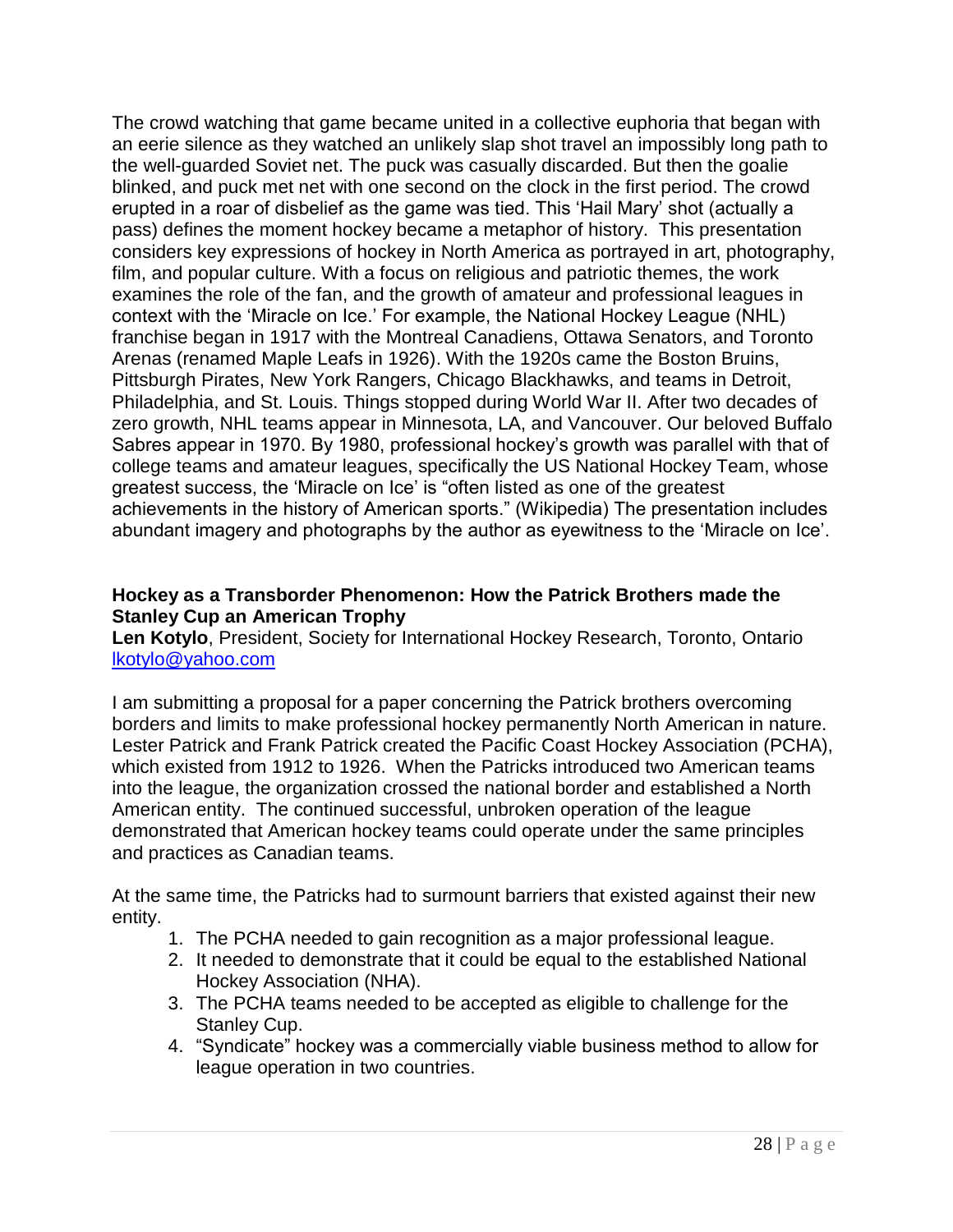The crowd watching that game became united in a collective euphoria that began with an eerie silence as they watched an unlikely slap shot travel an impossibly long path to the well-guarded Soviet net. The puck was casually discarded. But then the goalie blinked, and puck met net with one second on the clock in the first period. The crowd erupted in a roar of disbelief as the game was tied. This 'Hail Mary' shot (actually a pass) defines the moment hockey became a metaphor of history. This presentation considers key expressions of hockey in North America as portrayed in art, photography, film, and popular culture. With a focus on religious and patriotic themes, the work examines the role of the fan, and the growth of amateur and professional leagues in context with the 'Miracle on Ice.' For example, the National Hockey League (NHL) franchise began in 1917 with the Montreal Canadiens, Ottawa Senators, and Toronto Arenas (renamed Maple Leafs in 1926). With the 1920s came the Boston Bruins, Pittsburgh Pirates, New York Rangers, Chicago Blackhawks, and teams in Detroit, Philadelphia, and St. Louis. Things stopped during World War II. After two decades of zero growth, NHL teams appear in Minnesota, LA, and Vancouver. Our beloved Buffalo Sabres appear in 1970. By 1980, professional hockey's growth was parallel with that of college teams and amateur leagues, specifically the US National Hockey Team, whose greatest success, the 'Miracle on Ice' is "often listed as one of the greatest achievements in the history of American sports." (Wikipedia) The presentation includes abundant imagery and photographs by the author as eyewitness to the 'Miracle on Ice'.

**Hockey as a Transborder Phenomenon: How the Patrick Brothers made the Stanley Cup an American Trophy**
**Len Kotylo**, President, Society for International Hockey Research, Toronto, Ontario
lkotylo@yahoo.com

I am submitting a proposal for a paper concerning the Patrick brothers overcoming borders and limits to make professional hockey permanently North American in nature. Lester Patrick and Frank Patrick created the Pacific Coast Hockey Association (PCHA), which existed from 1912 to 1926. When the Patricks introduced two American teams into the league, the organization crossed the national border and established a North American entity. The continued successful, unbroken operation of the league demonstrated that American hockey teams could operate under the same principles and practices as Canadian teams.

At the same time, the Patricks had to surmount barriers that existed against their new entity.

1. The PCHA needed to gain recognition as a major professional league.
2. It needed to demonstrate that it could be equal to the established National Hockey Association (NHA).
3. The PCHA teams needed to be accepted as eligible to challenge for the Stanley Cup.
4. "Syndicate" hockey was a commercially viable business method to allow for league operation in two countries.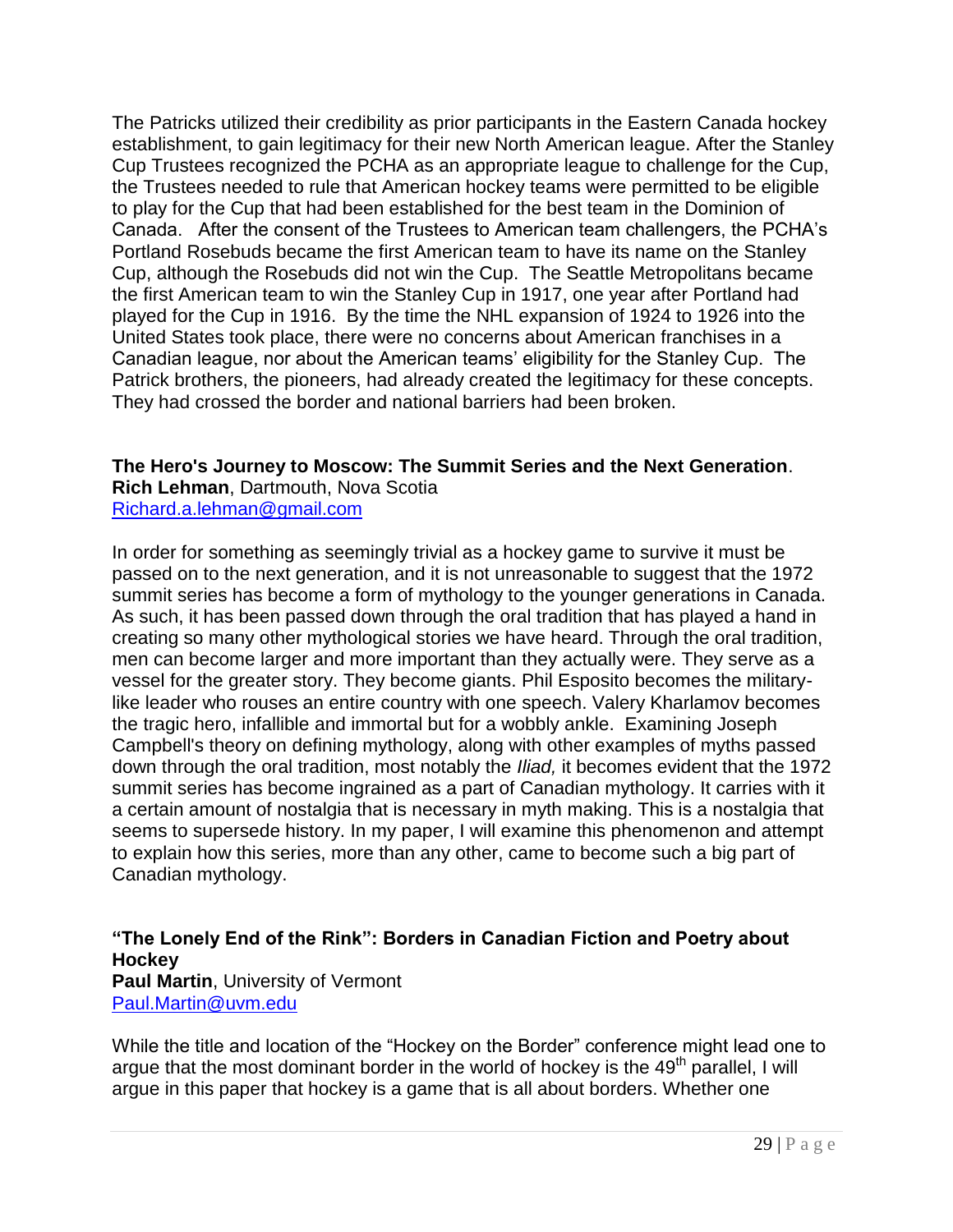The Patricks utilized their credibility as prior participants in the Eastern Canada hockey establishment, to gain legitimacy for their new North American league. After the Stanley Cup Trustees recognized the PCHA as an appropriate league to challenge for the Cup, the Trustees needed to rule that American hockey teams were permitted to be eligible to play for the Cup that had been established for the best team in the Dominion of Canada. After the consent of the Trustees to American team challengers, the PCHA's Portland Rosebuds became the first American team to have its name on the Stanley Cup, although the Rosebuds did not win the Cup. The Seattle Metropolitans became the first American team to win the Stanley Cup in 1917, one year after Portland had played for the Cup in 1916. By the time the NHL expansion of 1924 to 1926 into the United States took place, there were no concerns about American franchises in a Canadian league, nor about the American teams' eligibility for the Stanley Cup. The Patrick brothers, the pioneers, had already created the legitimacy for these concepts. They had crossed the border and national barriers had been broken.

**The Hero's Journey to Moscow: The Summit Series and the Next Generation**.
**Rich Lehman**, Dartmouth, Nova Scotia
Richard.a.lehman@gmail.com

In order for something as seemingly trivial as a hockey game to survive it must be passed on to the next generation, and it is not unreasonable to suggest that the 1972 summit series has become a form of mythology to the younger generations in Canada. As such, it has been passed down through the oral tradition that has played a hand in creating so many other mythological stories we have heard. Through the oral tradition, men can become larger and more important than they actually were. They serve as a vessel for the greater story. They become giants. Phil Esposito becomes the military-like leader who rouses an entire country with one speech. Valery Kharlamov becomes the tragic hero, infallible and immortal but for a wobbly ankle. Examining Joseph Campbell's theory on defining mythology, along with other examples of myths passed down through the oral tradition, most notably the *Iliad,* it becomes evident that the 1972 summit series has become ingrained as a part of Canadian mythology. It carries with it a certain amount of nostalgia that is necessary in myth making. This is a nostalgia that seems to supersede history. In my paper, I will examine this phenomenon and attempt to explain how this series, more than any other, came to become such a big part of Canadian mythology.

**"The Lonely End of the Rink": Borders in Canadian Fiction and Poetry about Hockey**
**Paul Martin**, University of Vermont
Paul.Martin@uvm.edu

While the title and location of the "Hockey on the Border" conference might lead one to argue that the most dominant border in the world of hockey is the 49th parallel, I will argue in this paper that hockey is a game that is all about borders. Whether one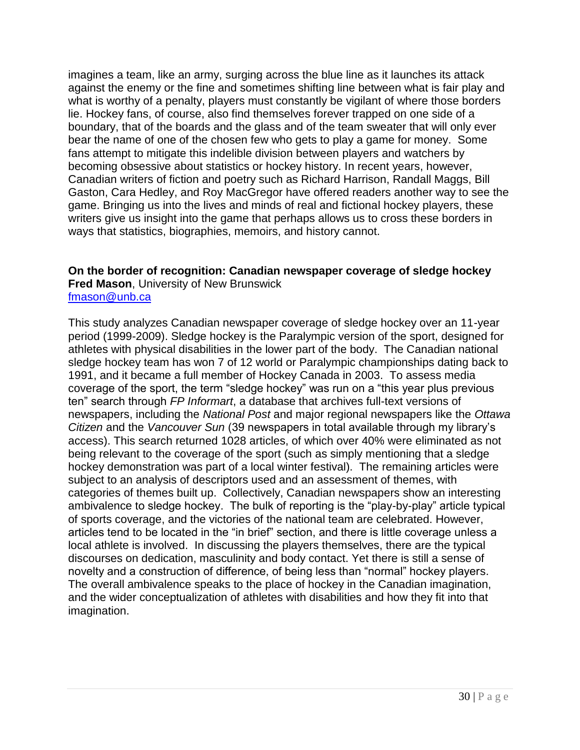imagines a team, like an army, surging across the blue line as it launches its attack against the enemy or the fine and sometimes shifting line between what is fair play and what is worthy of a penalty, players must constantly be vigilant of where those borders lie. Hockey fans, of course, also find themselves forever trapped on one side of a boundary, that of the boards and the glass and of the team sweater that will only ever bear the name of one of the chosen few who gets to play a game for money. Some fans attempt to mitigate this indelible division between players and watchers by becoming obsessive about statistics or hockey history. In recent years, however, Canadian writers of fiction and poetry such as Richard Harrison, Randall Maggs, Bill Gaston, Cara Hedley, and Roy MacGregor have offered readers another way to see the game. Bringing us into the lives and minds of real and fictional hockey players, these writers give us insight into the game that perhaps allows us to cross these borders in ways that statistics, biographies, memoirs, and history cannot.

**On the border of recognition: Canadian newspaper coverage of sledge hockey**
**Fred Mason**, University of New Brunswick
fmason@unb.ca

This study analyzes Canadian newspaper coverage of sledge hockey over an 11-year period (1999-2009). Sledge hockey is the Paralympic version of the sport, designed for athletes with physical disabilities in the lower part of the body. The Canadian national sledge hockey team has won 7 of 12 world or Paralympic championships dating back to 1991, and it became a full member of Hockey Canada in 2003. To assess media coverage of the sport, the term "sledge hockey" was run on a "this year plus previous ten" search through *FP Informart*, a database that archives full-text versions of newspapers, including the *National Post* and major regional newspapers like the *Ottawa Citizen* and the *Vancouver Sun* (39 newspapers in total available through my library's access). This search returned 1028 articles, of which over 40% were eliminated as not being relevant to the coverage of the sport (such as simply mentioning that a sledge hockey demonstration was part of a local winter festival). The remaining articles were subject to an analysis of descriptors used and an assessment of themes, with categories of themes built up. Collectively, Canadian newspapers show an interesting ambivalence to sledge hockey. The bulk of reporting is the "play-by-play" article typical of sports coverage, and the victories of the national team are celebrated. However, articles tend to be located in the "in brief" section, and there is little coverage unless a local athlete is involved. In discussing the players themselves, there are the typical discourses on dedication, masculinity and body contact. Yet there is still a sense of novelty and a construction of difference, of being less than "normal" hockey players. The overall ambivalence speaks to the place of hockey in the Canadian imagination, and the wider conceptualization of athletes with disabilities and how they fit into that imagination.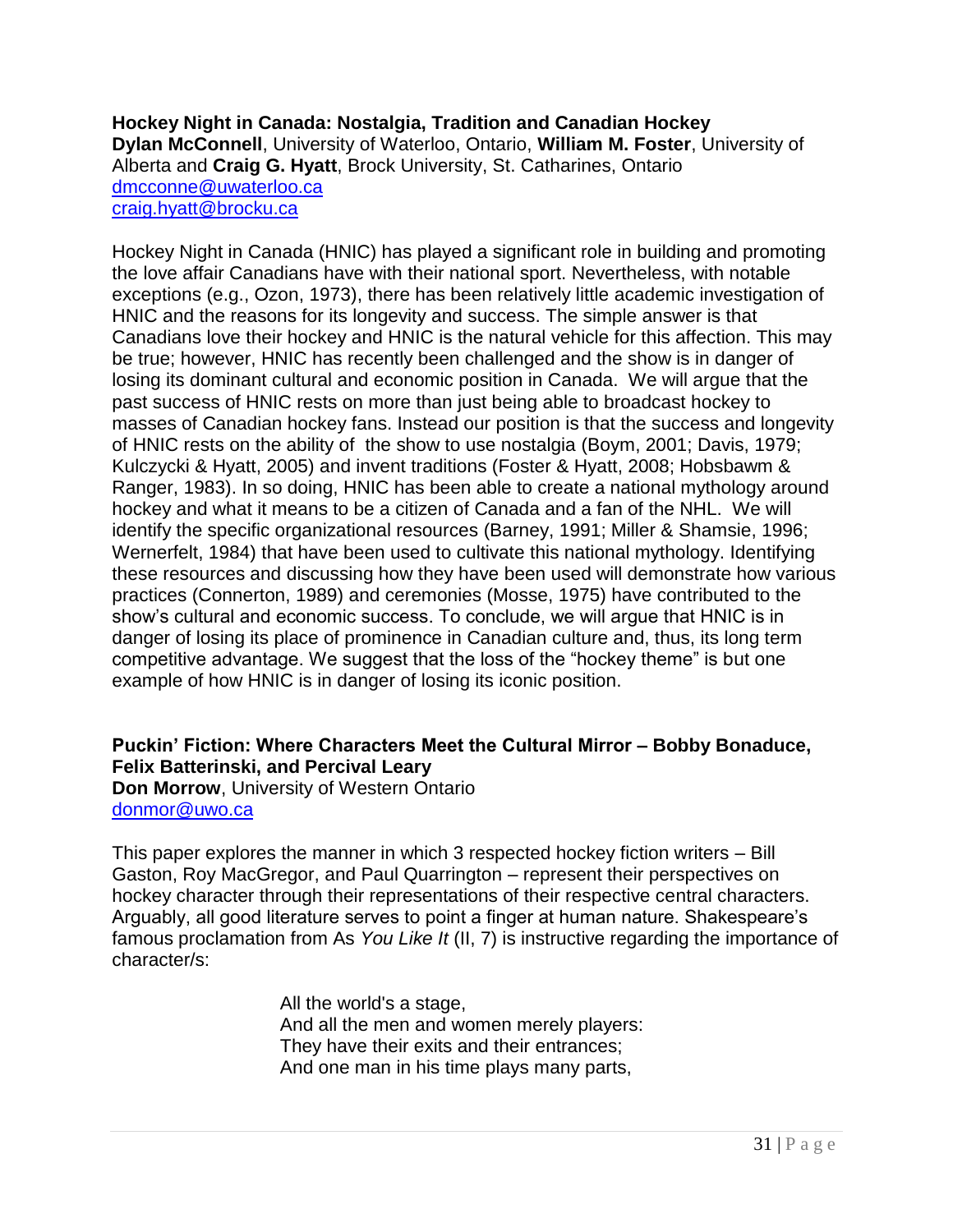**Hockey Night in Canada: Nostalgia, Tradition and Canadian Hockey**
**Dylan McConnell**, University of Waterloo, Ontario, **William M. Foster**, University of Alberta and **Craig G. Hyatt**, Brock University, St. Catharines, Ontario
dmcconne@uwaterloo.ca
craig.hyatt@brocku.ca

Hockey Night in Canada (HNIC) has played a significant role in building and promoting the love affair Canadians have with their national sport. Nevertheless, with notable exceptions (e.g., Ozon, 1973), there has been relatively little academic investigation of HNIC and the reasons for its longevity and success. The simple answer is that Canadians love their hockey and HNIC is the natural vehicle for this affection. This may be true; however, HNIC has recently been challenged and the show is in danger of losing its dominant cultural and economic position in Canada. We will argue that the past success of HNIC rests on more than just being able to broadcast hockey to masses of Canadian hockey fans. Instead our position is that the success and longevity of HNIC rests on the ability of the show to use nostalgia (Boym, 2001; Davis, 1979; Kulczycki & Hyatt, 2005) and invent traditions (Foster & Hyatt, 2008; Hobsbawm & Ranger, 1983). In so doing, HNIC has been able to create a national mythology around hockey and what it means to be a citizen of Canada and a fan of the NHL. We will identify the specific organizational resources (Barney, 1991; Miller & Shamsie, 1996; Wernerfelt, 1984) that have been used to cultivate this national mythology. Identifying these resources and discussing how they have been used will demonstrate how various practices (Connerton, 1989) and ceremonies (Mosse, 1975) have contributed to the show's cultural and economic success. To conclude, we will argue that HNIC is in danger of losing its place of prominence in Canadian culture and, thus, its long term competitive advantage. We suggest that the loss of the "hockey theme" is but one example of how HNIC is in danger of losing its iconic position.

**Puckin' Fiction: Where Characters Meet the Cultural Mirror – Bobby Bonaduce, Felix Batterinski, and Percival Leary**
**Don Morrow**, University of Western Ontario
donmor@uwo.ca

This paper explores the manner in which 3 respected hockey fiction writers – Bill Gaston, Roy MacGregor, and Paul Quarrington – represent their perspectives on hockey character through their representations of their respective central characters. Arguably, all good literature serves to point a finger at human nature. Shakespeare's famous proclamation from As *You Like It* (II, 7) is instructive regarding the importance of character/s:

> All the world's a stage,
> And all the men and women merely players:
> They have their exits and their entrances;
> And one man in his time plays many parts,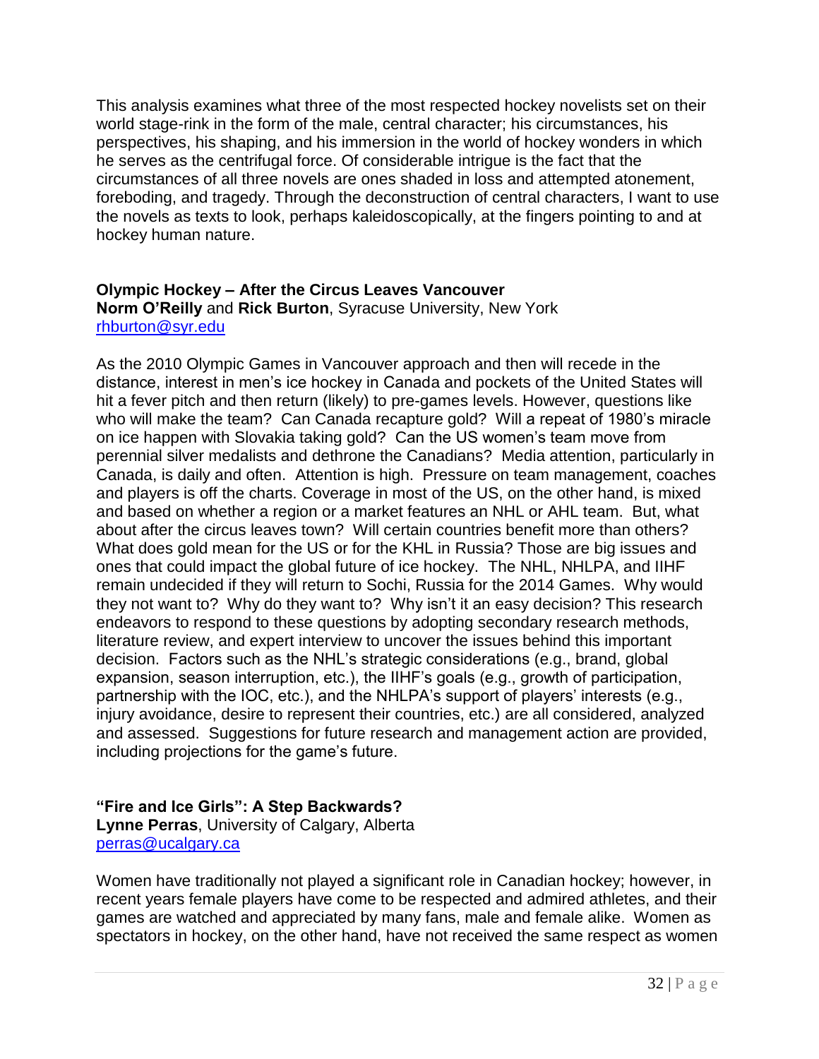This analysis examines what three of the most respected hockey novelists set on their world stage-rink in the form of the male, central character; his circumstances, his perspectives, his shaping, and his immersion in the world of hockey wonders in which he serves as the centrifugal force. Of considerable intrigue is the fact that the circumstances of all three novels are ones shaded in loss and attempted atonement, foreboding, and tragedy. Through the deconstruction of central characters, I want to use the novels as texts to look, perhaps kaleidoscopically, at the fingers pointing to and at hockey human nature.

**Olympic Hockey – After the Circus Leaves Vancouver**
**Norm O'Reilly** and **Rick Burton**, Syracuse University, New York
rhburton@syr.edu

As the 2010 Olympic Games in Vancouver approach and then will recede in the distance, interest in men's ice hockey in Canada and pockets of the United States will hit a fever pitch and then return (likely) to pre-games levels. However, questions like who will make the team? Can Canada recapture gold? Will a repeat of 1980's miracle on ice happen with Slovakia taking gold? Can the US women's team move from perennial silver medalists and dethrone the Canadians? Media attention, particularly in Canada, is daily and often. Attention is high. Pressure on team management, coaches and players is off the charts. Coverage in most of the US, on the other hand, is mixed and based on whether a region or a market features an NHL or AHL team. But, what about after the circus leaves town? Will certain countries benefit more than others? What does gold mean for the US or for the KHL in Russia? Those are big issues and ones that could impact the global future of ice hockey. The NHL, NHLPA, and IIHF remain undecided if they will return to Sochi, Russia for the 2014 Games. Why would they not want to? Why do they want to? Why isn't it an easy decision? This research endeavors to respond to these questions by adopting secondary research methods, literature review, and expert interview to uncover the issues behind this important decision. Factors such as the NHL's strategic considerations (e.g., brand, global expansion, season interruption, etc.), the IIHF's goals (e.g., growth of participation, partnership with the IOC, etc.), and the NHLPA's support of players' interests (e.g., injury avoidance, desire to represent their countries, etc.) are all considered, analyzed and assessed. Suggestions for future research and management action are provided, including projections for the game's future.

**"Fire and Ice Girls": A Step Backwards?**
**Lynne Perras**, University of Calgary, Alberta
perras@ucalgary.ca

Women have traditionally not played a significant role in Canadian hockey; however, in recent years female players have come to be respected and admired athletes, and their games are watched and appreciated by many fans, male and female alike. Women as spectators in hockey, on the other hand, have not received the same respect as women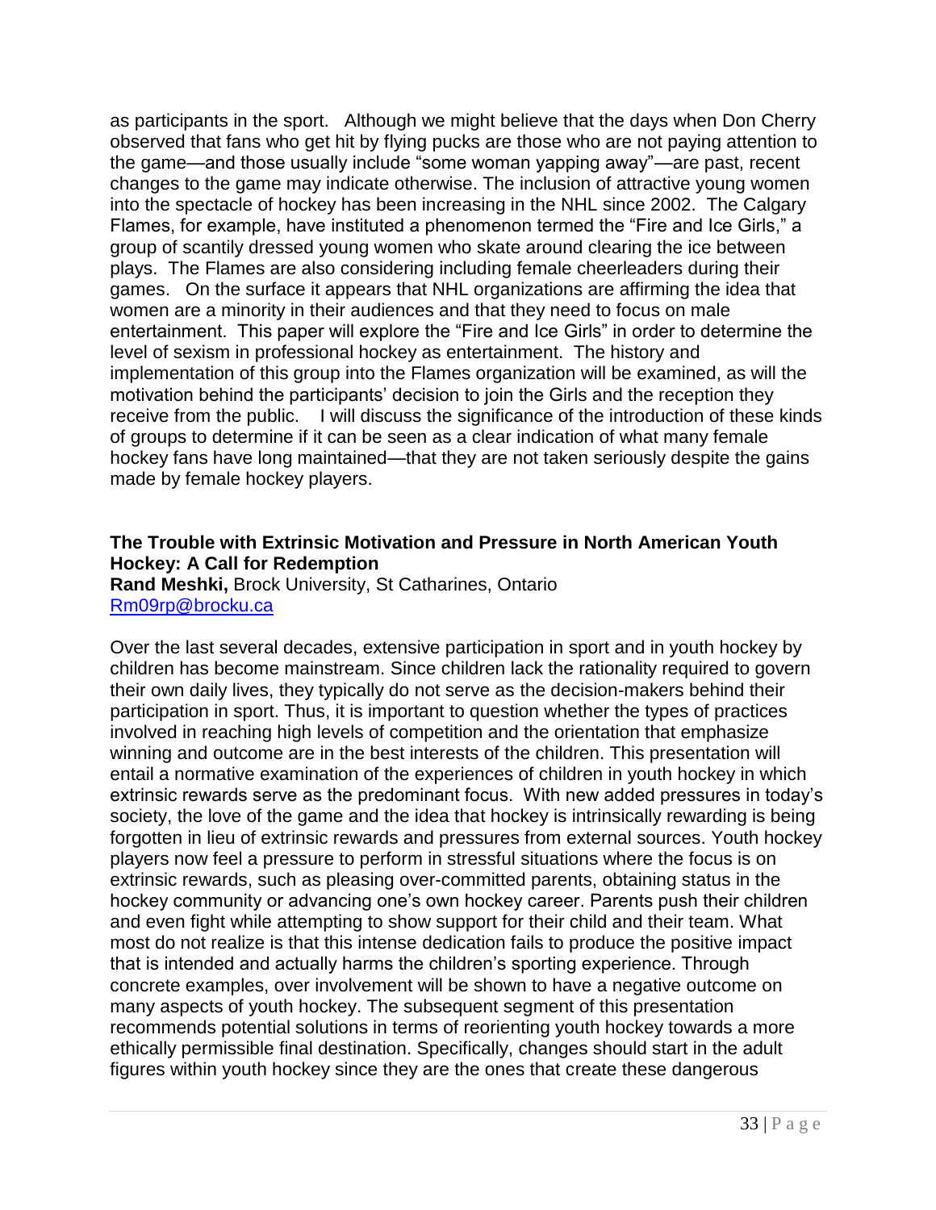as participants in the sport. Although we might believe that the days when Don Cherry observed that fans who get hit by flying pucks are those who are not paying attention to the game—and those usually include "some woman yapping away"—are past, recent changes to the game may indicate otherwise. The inclusion of attractive young women into the spectacle of hockey has been increasing in the NHL since 2002. The Calgary Flames, for example, have instituted a phenomenon termed the "Fire and Ice Girls," a group of scantily dressed young women who skate around clearing the ice between plays. The Flames are also considering including female cheerleaders during their games. On the surface it appears that NHL organizations are affirming the idea that women are a minority in their audiences and that they need to focus on male entertainment. This paper will explore the "Fire and Ice Girls" in order to determine the level of sexism in professional hockey as entertainment. The history and implementation of this group into the Flames organization will be examined, as will the motivation behind the participants' decision to join the Girls and the reception they receive from the public. I will discuss the significance of the introduction of these kinds of groups to determine if it can be seen as a clear indication of what many female hockey fans have long maintained—that they are not taken seriously despite the gains made by female hockey players.

**The Trouble with Extrinsic Motivation and Pressure in North American Youth Hockey: A Call for Redemption**
**Rand Meshki,** Brock University, St Catharines, Ontario
Rm09rp@brocku.ca

Over the last several decades, extensive participation in sport and in youth hockey by children has become mainstream. Since children lack the rationality required to govern their own daily lives, they typically do not serve as the decision-makers behind their participation in sport. Thus, it is important to question whether the types of practices involved in reaching high levels of competition and the orientation that emphasize winning and outcome are in the best interests of the children. This presentation will entail a normative examination of the experiences of children in youth hockey in which extrinsic rewards serve as the predominant focus. With new added pressures in today's society, the love of the game and the idea that hockey is intrinsically rewarding is being forgotten in lieu of extrinsic rewards and pressures from external sources. Youth hockey players now feel a pressure to perform in stressful situations where the focus is on extrinsic rewards, such as pleasing over-committed parents, obtaining status in the hockey community or advancing one's own hockey career. Parents push their children and even fight while attempting to show support for their child and their team. What most do not realize is that this intense dedication fails to produce the positive impact that is intended and actually harms the children's sporting experience. Through concrete examples, over involvement will be shown to have a negative outcome on many aspects of youth hockey. The subsequent segment of this presentation recommends potential solutions in terms of reorienting youth hockey towards a more ethically permissible final destination. Specifically, changes should start in the adult figures within youth hockey since they are the ones that create these dangerous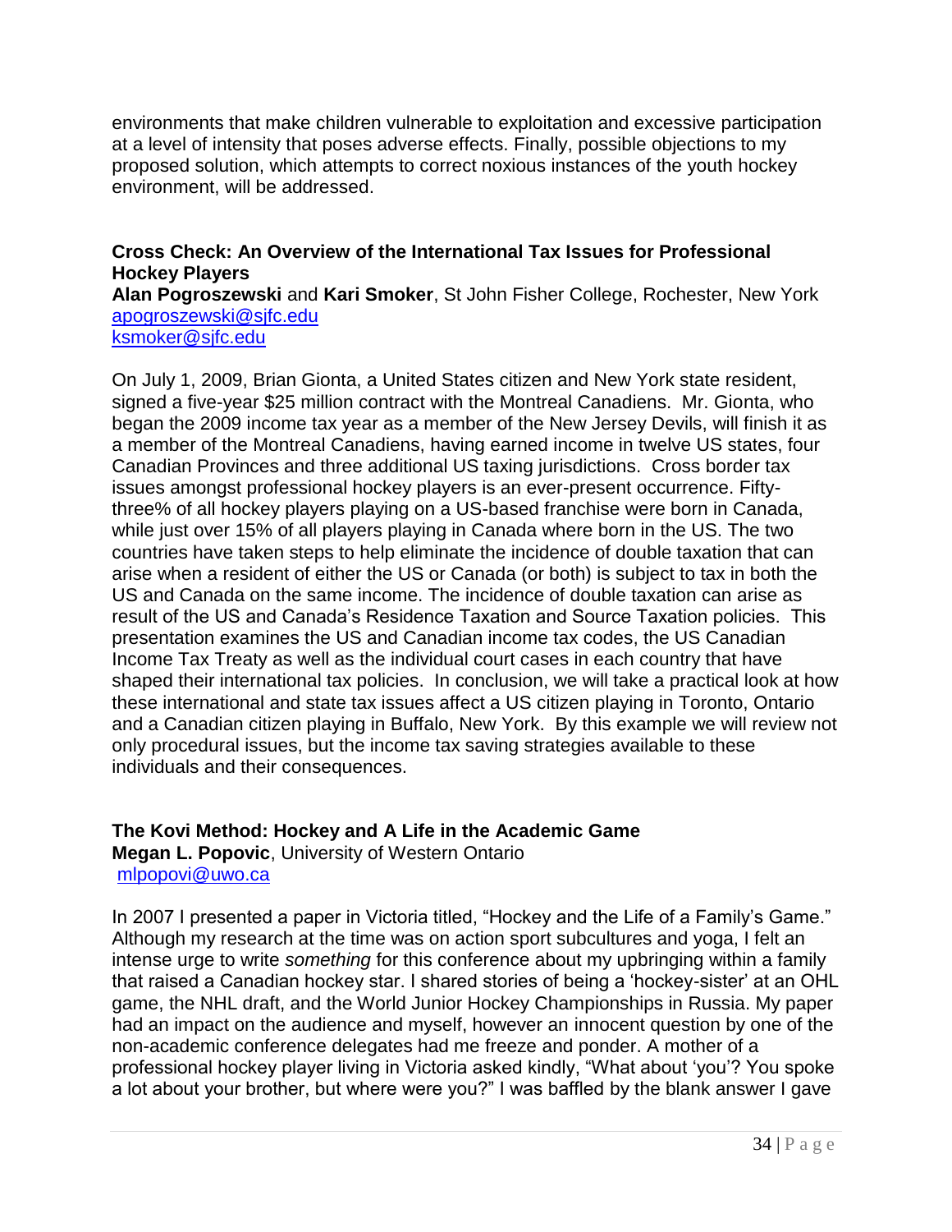environments that make children vulnerable to exploitation and excessive participation at a level of intensity that poses adverse effects. Finally, possible objections to my proposed solution, which attempts to correct noxious instances of the youth hockey environment, will be addressed.

**Cross Check: An Overview of the International Tax Issues for Professional Hockey Players**
**Alan Pogroszewski** and **Kari Smoker**, St John Fisher College, Rochester, New York
apogroszewski@sjfc.edu
ksmoker@sjfc.edu

On July 1, 2009, Brian Gionta, a United States citizen and New York state resident, signed a five-year $25 million contract with the Montreal Canadiens. Mr. Gionta, who began the 2009 income tax year as a member of the New Jersey Devils, will finish it as a member of the Montreal Canadiens, having earned income in twelve US states, four Canadian Provinces and three additional US taxing jurisdictions. Cross border tax issues amongst professional hockey players is an ever-present occurrence. Fifty-three% of all hockey players playing on a US-based franchise were born in Canada, while just over 15% of all players playing in Canada where born in the US. The two countries have taken steps to help eliminate the incidence of double taxation that can arise when a resident of either the US or Canada (or both) is subject to tax in both the US and Canada on the same income. The incidence of double taxation can arise as result of the US and Canada's Residence Taxation and Source Taxation policies. This presentation examines the US and Canadian income tax codes, the US Canadian Income Tax Treaty as well as the individual court cases in each country that have shaped their international tax policies. In conclusion, we will take a practical look at how these international and state tax issues affect a US citizen playing in Toronto, Ontario and a Canadian citizen playing in Buffalo, New York. By this example we will review not only procedural issues, but the income tax saving strategies available to these individuals and their consequences.

**The Kovi Method: Hockey and A Life in the Academic Game**
**Megan L. Popovic**, University of Western Ontario
mlpopovi@uwo.ca

In 2007 I presented a paper in Victoria titled, "Hockey and the Life of a Family's Game." Although my research at the time was on action sport subcultures and yoga, I felt an intense urge to write *something* for this conference about my upbringing within a family that raised a Canadian hockey star. I shared stories of being a 'hockey-sister' at an OHL game, the NHL draft, and the World Junior Hockey Championships in Russia. My paper had an impact on the audience and myself, however an innocent question by one of the non-academic conference delegates had me freeze and ponder. A mother of a professional hockey player living in Victoria asked kindly, "What about 'you'? You spoke a lot about your brother, but where were you?" I was baffled by the blank answer I gave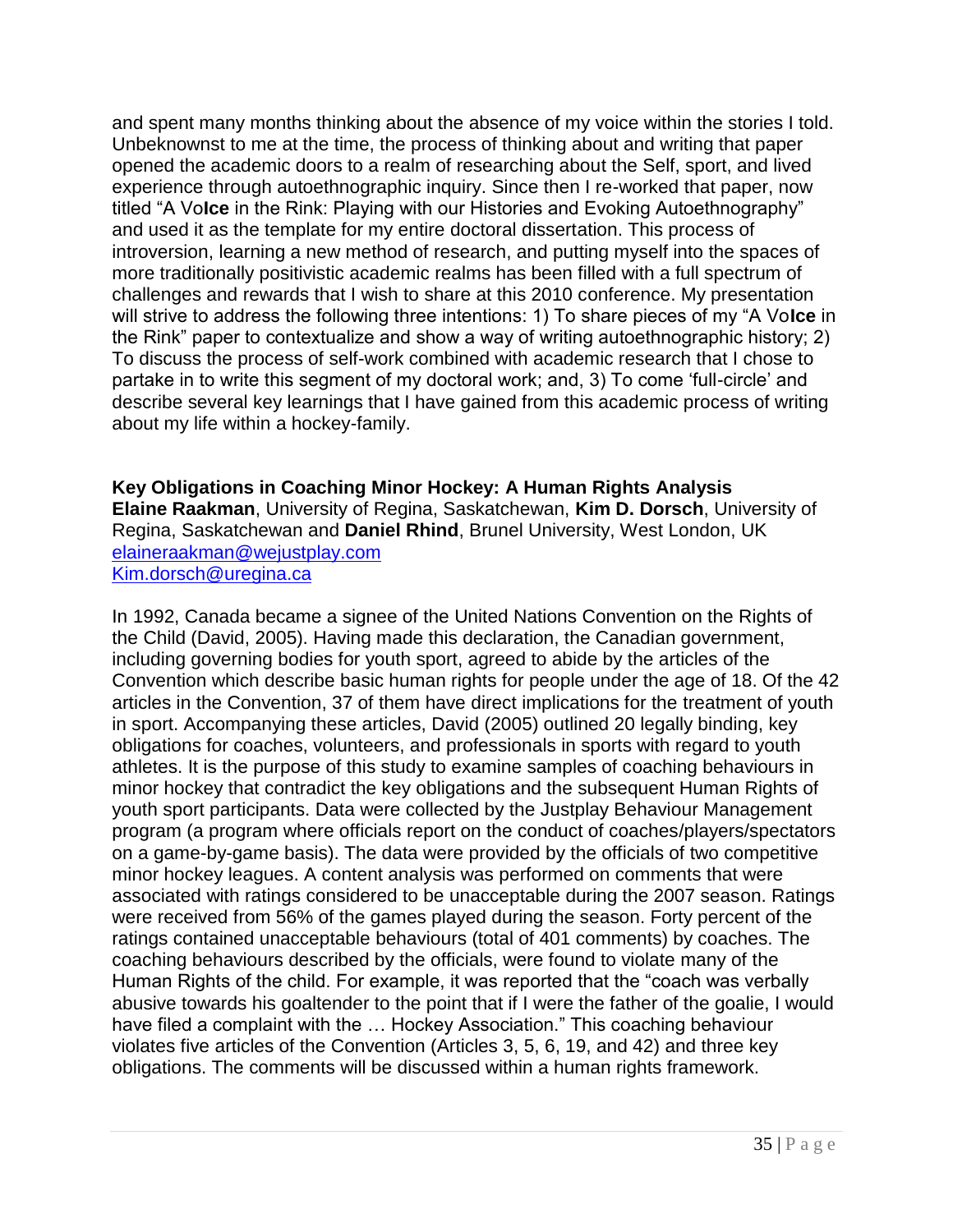and spent many months thinking about the absence of my voice within the stories I told. Unbeknownst to me at the time, the process of thinking about and writing that paper opened the academic doors to a realm of researching about the Self, sport, and lived experience through autoethnographic inquiry. Since then I re-worked that paper, now titled "A Vo**Ice** in the Rink: Playing with our Histories and Evoking Autoethnography" and used it as the template for my entire doctoral dissertation. This process of introversion, learning a new method of research, and putting myself into the spaces of more traditionally positivistic academic realms has been filled with a full spectrum of challenges and rewards that I wish to share at this 2010 conference. My presentation will strive to address the following three intentions: 1) To share pieces of my "A Vo**Ice** in the Rink" paper to contextualize and show a way of writing autoethnographic history; 2) To discuss the process of self-work combined with academic research that I chose to partake in to write this segment of my doctoral work; and, 3) To come 'full-circle' and describe several key learnings that I have gained from this academic process of writing about my life within a hockey-family.

**Key Obligations in Coaching Minor Hockey: A Human Rights Analysis**
**Elaine Raakman**, University of Regina, Saskatchewan, **Kim D. Dorsch**, University of Regina, Saskatchewan and **Daniel Rhind**, Brunel University, West London, UK
elaineraakman@wejustplay.com
Kim.dorsch@uregina.ca

In 1992, Canada became a signee of the United Nations Convention on the Rights of the Child (David, 2005). Having made this declaration, the Canadian government, including governing bodies for youth sport, agreed to abide by the articles of the Convention which describe basic human rights for people under the age of 18. Of the 42 articles in the Convention, 37 of them have direct implications for the treatment of youth in sport. Accompanying these articles, David (2005) outlined 20 legally binding, key obligations for coaches, volunteers, and professionals in sports with regard to youth athletes. It is the purpose of this study to examine samples of coaching behaviours in minor hockey that contradict the key obligations and the subsequent Human Rights of youth sport participants. Data were collected by the Justplay Behaviour Management program (a program where officials report on the conduct of coaches/players/spectators on a game-by-game basis). The data were provided by the officials of two competitive minor hockey leagues. A content analysis was performed on comments that were associated with ratings considered to be unacceptable during the 2007 season. Ratings were received from 56% of the games played during the season. Forty percent of the ratings contained unacceptable behaviours (total of 401 comments) by coaches. The coaching behaviours described by the officials, were found to violate many of the Human Rights of the child. For example, it was reported that the "coach was verbally abusive towards his goaltender to the point that if I were the father of the goalie, I would have filed a complaint with the … Hockey Association." This coaching behaviour violates five articles of the Convention (Articles 3, 5, 6, 19, and 42) and three key obligations. The comments will be discussed within a human rights framework.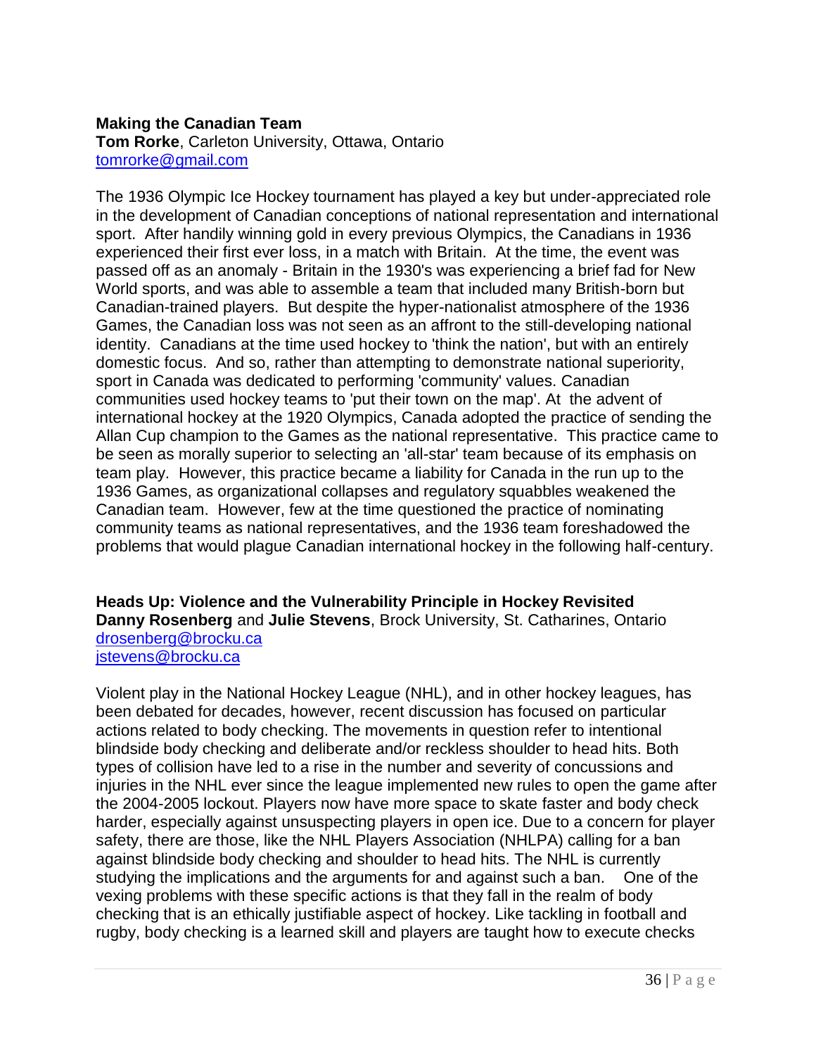**Making the Canadian Team**
**Tom Rorke**, Carleton University, Ottawa, Ontario
tomrorke@gmail.com

The 1936 Olympic Ice Hockey tournament has played a key but under-appreciated role in the development of Canadian conceptions of national representation and international sport. After handily winning gold in every previous Olympics, the Canadians in 1936 experienced their first ever loss, in a match with Britain. At the time, the event was passed off as an anomaly - Britain in the 1930's was experiencing a brief fad for New World sports, and was able to assemble a team that included many British-born but Canadian-trained players. But despite the hyper-nationalist atmosphere of the 1936 Games, the Canadian loss was not seen as an affront to the still-developing national identity. Canadians at the time used hockey to 'think the nation', but with an entirely domestic focus. And so, rather than attempting to demonstrate national superiority, sport in Canada was dedicated to performing 'community' values. Canadian communities used hockey teams to 'put their town on the map'. At the advent of international hockey at the 1920 Olympics, Canada adopted the practice of sending the Allan Cup champion to the Games as the national representative. This practice came to be seen as morally superior to selecting an 'all-star' team because of its emphasis on team play. However, this practice became a liability for Canada in the run up to the 1936 Games, as organizational collapses and regulatory squabbles weakened the Canadian team. However, few at the time questioned the practice of nominating community teams as national representatives, and the 1936 team foreshadowed the problems that would plague Canadian international hockey in the following half-century.

**Heads Up: Violence and the Vulnerability Principle in Hockey Revisited**
**Danny Rosenberg** and **Julie Stevens**, Brock University, St. Catharines, Ontario
drosenberg@brocku.ca
jstevens@brocku.ca

Violent play in the National Hockey League (NHL), and in other hockey leagues, has been debated for decades, however, recent discussion has focused on particular actions related to body checking. The movements in question refer to intentional blindside body checking and deliberate and/or reckless shoulder to head hits. Both types of collision have led to a rise in the number and severity of concussions and injuries in the NHL ever since the league implemented new rules to open the game after the 2004-2005 lockout. Players now have more space to skate faster and body check harder, especially against unsuspecting players in open ice. Due to a concern for player safety, there are those, like the NHL Players Association (NHLPA) calling for a ban against blindside body checking and shoulder to head hits. The NHL is currently studying the implications and the arguments for and against such a ban. One of the vexing problems with these specific actions is that they fall in the realm of body checking that is an ethically justifiable aspect of hockey. Like tackling in football and rugby, body checking is a learned skill and players are taught how to execute checks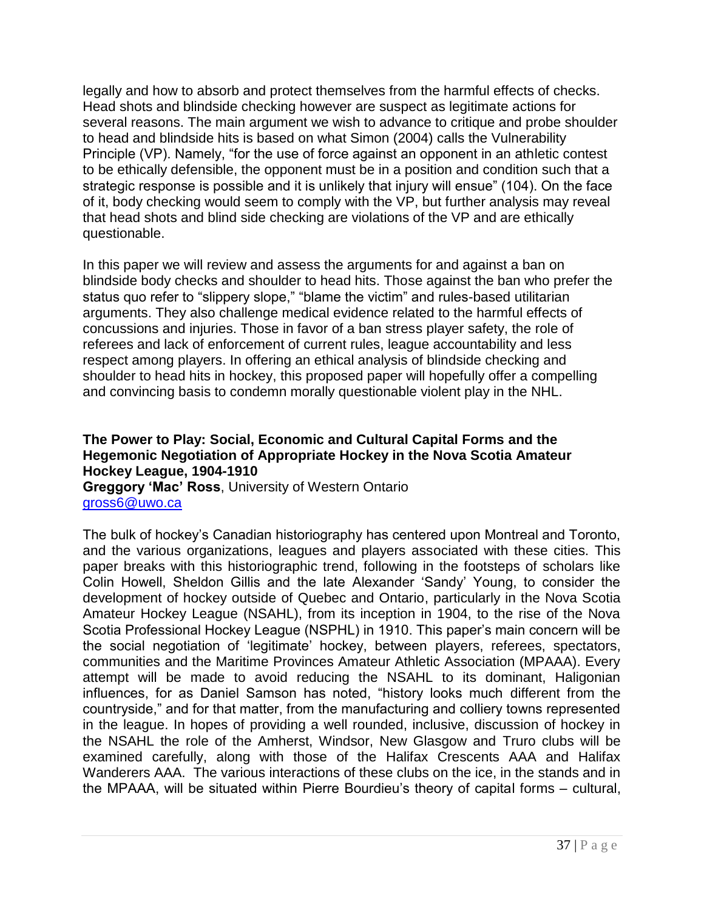legally and how to absorb and protect themselves from the harmful effects of checks. Head shots and blindside checking however are suspect as legitimate actions for several reasons. The main argument we wish to advance to critique and probe shoulder to head and blindside hits is based on what Simon (2004) calls the Vulnerability Principle (VP). Namely, "for the use of force against an opponent in an athletic contest to be ethically defensible, the opponent must be in a position and condition such that a strategic response is possible and it is unlikely that injury will ensue" (104). On the face of it, body checking would seem to comply with the VP, but further analysis may reveal that head shots and blind side checking are violations of the VP and are ethically questionable.

In this paper we will review and assess the arguments for and against a ban on blindside body checks and shoulder to head hits. Those against the ban who prefer the status quo refer to "slippery slope," "blame the victim" and rules-based utilitarian arguments. They also challenge medical evidence related to the harmful effects of concussions and injuries. Those in favor of a ban stress player safety, the role of referees and lack of enforcement of current rules, league accountability and less respect among players. In offering an ethical analysis of blindside checking and shoulder to head hits in hockey, this proposed paper will hopefully offer a compelling and convincing basis to condemn morally questionable violent play in the NHL.

**The Power to Play: Social, Economic and Cultural Capital Forms and the Hegemonic Negotiation of Appropriate Hockey in the Nova Scotia Amateur Hockey League, 1904-1910**
**Greggory 'Mac' Ross**, University of Western Ontario
gross6@uwo.ca

The bulk of hockey's Canadian historiography has centered upon Montreal and Toronto, and the various organizations, leagues and players associated with these cities. This paper breaks with this historiographic trend, following in the footsteps of scholars like Colin Howell, Sheldon Gillis and the late Alexander 'Sandy' Young, to consider the development of hockey outside of Quebec and Ontario, particularly in the Nova Scotia Amateur Hockey League (NSAHL), from its inception in 1904, to the rise of the Nova Scotia Professional Hockey League (NSPHL) in 1910. This paper's main concern will be the social negotiation of 'legitimate' hockey, between players, referees, spectators, communities and the Maritime Provinces Amateur Athletic Association (MPAAA). Every attempt will be made to avoid reducing the NSAHL to its dominant, Haligonian influences, for as Daniel Samson has noted, "history looks much different from the countryside," and for that matter, from the manufacturing and colliery towns represented in the league. In hopes of providing a well rounded, inclusive, discussion of hockey in the NSAHL the role of the Amherst, Windsor, New Glasgow and Truro clubs will be examined carefully, along with those of the Halifax Crescents AAA and Halifax Wanderers AAA. The various interactions of these clubs on the ice, in the stands and in the MPAAA, will be situated within Pierre Bourdieu's theory of capital forms – cultural,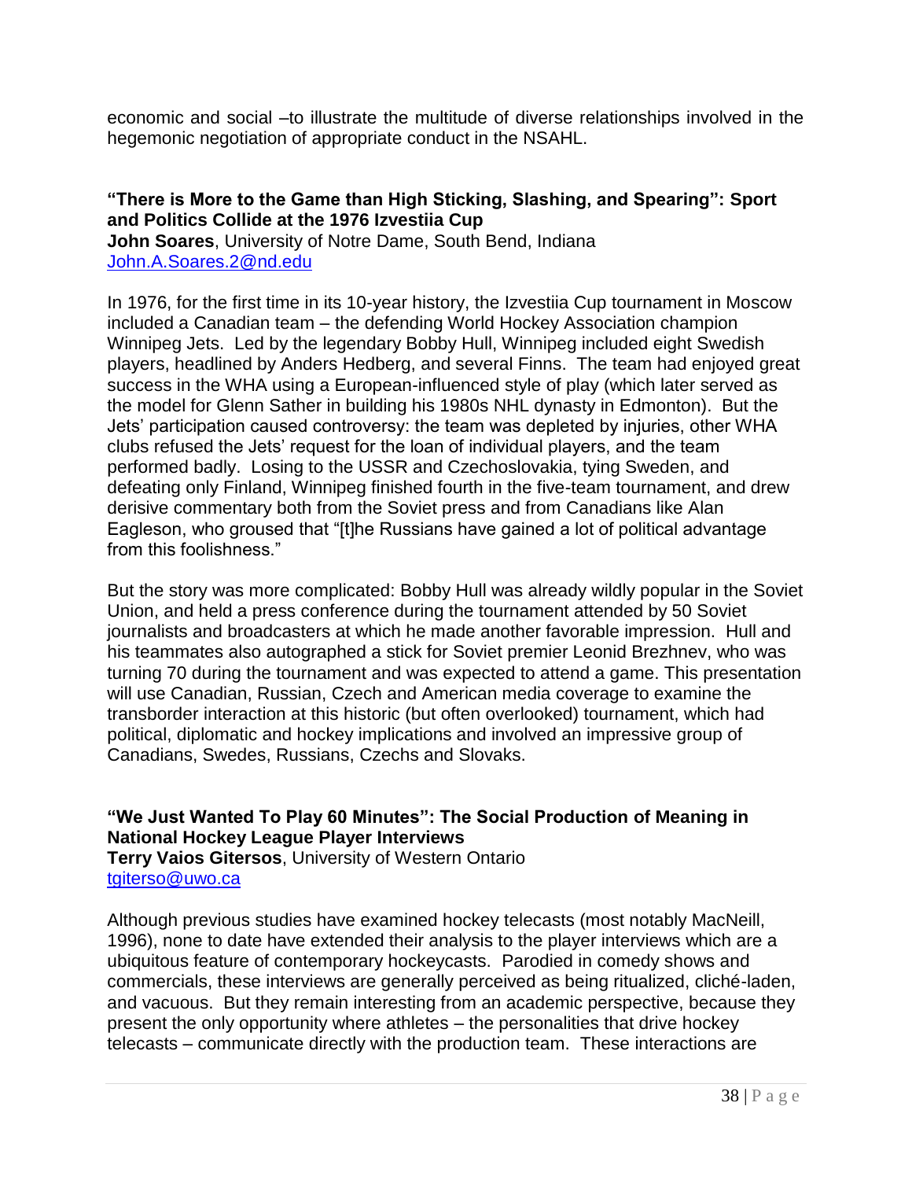economic and social –to illustrate the multitude of diverse relationships involved in the hegemonic negotiation of appropriate conduct in the NSAHL.

**"There is More to the Game than High Sticking, Slashing, and Spearing": Sport and Politics Collide at the 1976 Izvestiia Cup**
**John Soares**, University of Notre Dame, South Bend, Indiana
John.A.Soares.2@nd.edu

In 1976, for the first time in its 10-year history, the Izvestiia Cup tournament in Moscow included a Canadian team – the defending World Hockey Association champion Winnipeg Jets. Led by the legendary Bobby Hull, Winnipeg included eight Swedish players, headlined by Anders Hedberg, and several Finns. The team had enjoyed great success in the WHA using a European-influenced style of play (which later served as the model for Glenn Sather in building his 1980s NHL dynasty in Edmonton). But the Jets' participation caused controversy: the team was depleted by injuries, other WHA clubs refused the Jets' request for the loan of individual players, and the team performed badly. Losing to the USSR and Czechoslovakia, tying Sweden, and defeating only Finland, Winnipeg finished fourth in the five-team tournament, and drew derisive commentary both from the Soviet press and from Canadians like Alan Eagleson, who groused that "[t]he Russians have gained a lot of political advantage from this foolishness."

But the story was more complicated: Bobby Hull was already wildly popular in the Soviet Union, and held a press conference during the tournament attended by 50 Soviet journalists and broadcasters at which he made another favorable impression. Hull and his teammates also autographed a stick for Soviet premier Leonid Brezhnev, who was turning 70 during the tournament and was expected to attend a game. This presentation will use Canadian, Russian, Czech and American media coverage to examine the transborder interaction at this historic (but often overlooked) tournament, which had political, diplomatic and hockey implications and involved an impressive group of Canadians, Swedes, Russians, Czechs and Slovaks.

**"We Just Wanted To Play 60 Minutes": The Social Production of Meaning in National Hockey League Player Interviews**
**Terry Vaios Gitersos**, University of Western Ontario
tgiterso@uwo.ca

Although previous studies have examined hockey telecasts (most notably MacNeill, 1996), none to date have extended their analysis to the player interviews which are a ubiquitous feature of contemporary hockeycasts. Parodied in comedy shows and commercials, these interviews are generally perceived as being ritualized, cliché-laden, and vacuous. But they remain interesting from an academic perspective, because they present the only opportunity where athletes – the personalities that drive hockey telecasts – communicate directly with the production team. These interactions are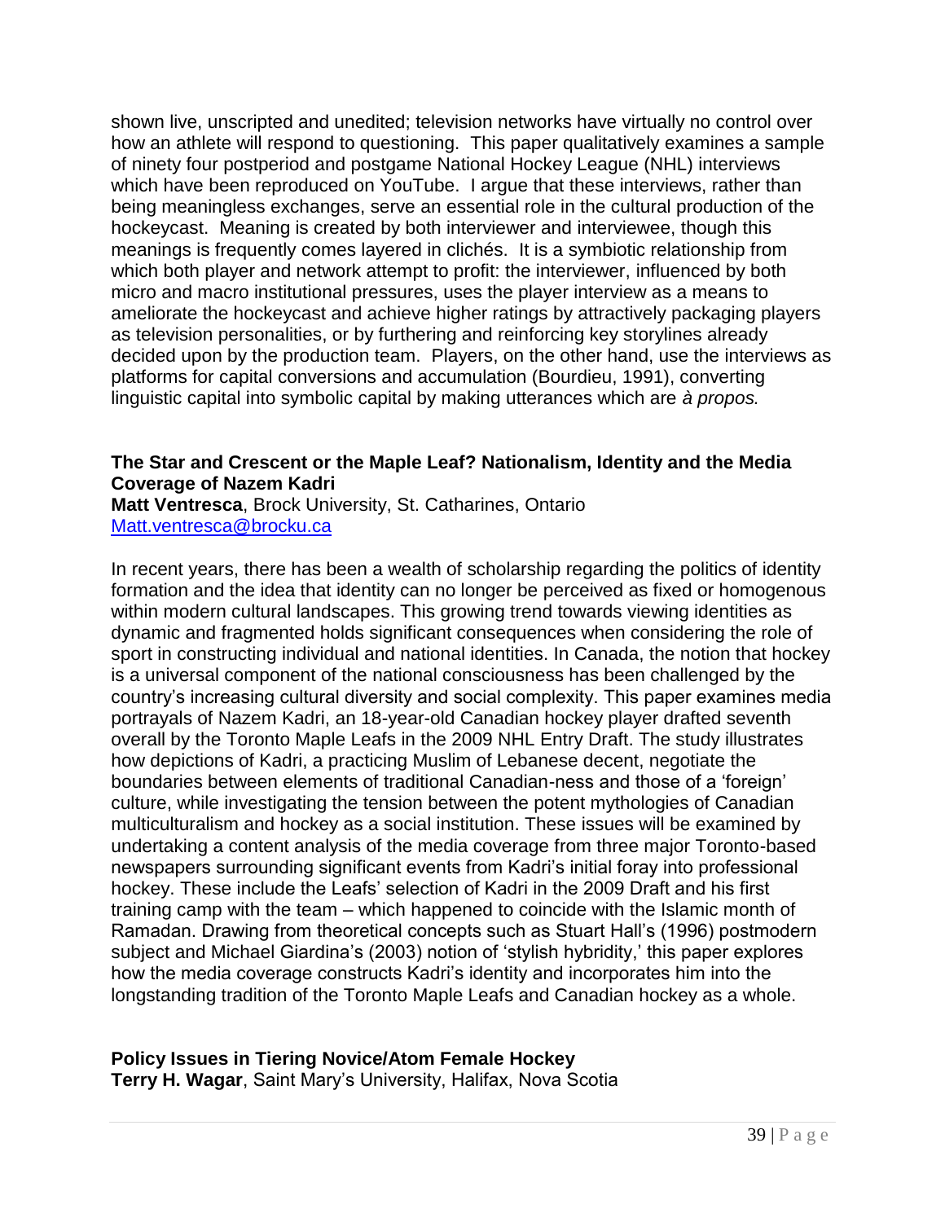shown live, unscripted and unedited; television networks have virtually no control over how an athlete will respond to questioning. This paper qualitatively examines a sample of ninety four postperiod and postgame National Hockey League (NHL) interviews which have been reproduced on YouTube. I argue that these interviews, rather than being meaningless exchanges, serve an essential role in the cultural production of the hockeycast. Meaning is created by both interviewer and interviewee, though this meanings is frequently comes layered in clichés. It is a symbiotic relationship from which both player and network attempt to profit: the interviewer, influenced by both micro and macro institutional pressures, uses the player interview as a means to ameliorate the hockeycast and achieve higher ratings by attractively packaging players as television personalities, or by furthering and reinforcing key storylines already decided upon by the production team. Players, on the other hand, use the interviews as platforms for capital conversions and accumulation (Bourdieu, 1991), converting linguistic capital into symbolic capital by making utterances which are *à propos.*

**The Star and Crescent or the Maple Leaf? Nationalism, Identity and the Media Coverage of Nazem Kadri**
**Matt Ventresca**, Brock University, St. Catharines, Ontario
Matt.ventresca@brocku.ca

In recent years, there has been a wealth of scholarship regarding the politics of identity formation and the idea that identity can no longer be perceived as fixed or homogenous within modern cultural landscapes. This growing trend towards viewing identities as dynamic and fragmented holds significant consequences when considering the role of sport in constructing individual and national identities. In Canada, the notion that hockey is a universal component of the national consciousness has been challenged by the country's increasing cultural diversity and social complexity. This paper examines media portrayals of Nazem Kadri, an 18-year-old Canadian hockey player drafted seventh overall by the Toronto Maple Leafs in the 2009 NHL Entry Draft. The study illustrates how depictions of Kadri, a practicing Muslim of Lebanese decent, negotiate the boundaries between elements of traditional Canadian-ness and those of a 'foreign' culture, while investigating the tension between the potent mythologies of Canadian multiculturalism and hockey as a social institution. These issues will be examined by undertaking a content analysis of the media coverage from three major Toronto-based newspapers surrounding significant events from Kadri's initial foray into professional hockey. These include the Leafs' selection of Kadri in the 2009 Draft and his first training camp with the team – which happened to coincide with the Islamic month of Ramadan. Drawing from theoretical concepts such as Stuart Hall's (1996) postmodern subject and Michael Giardina's (2003) notion of 'stylish hybridity,' this paper explores how the media coverage constructs Kadri's identity and incorporates him into the longstanding tradition of the Toronto Maple Leafs and Canadian hockey as a whole.

**Policy Issues in Tiering Novice/Atom Female Hockey**
**Terry H. Wagar**, Saint Mary's University, Halifax, Nova Scotia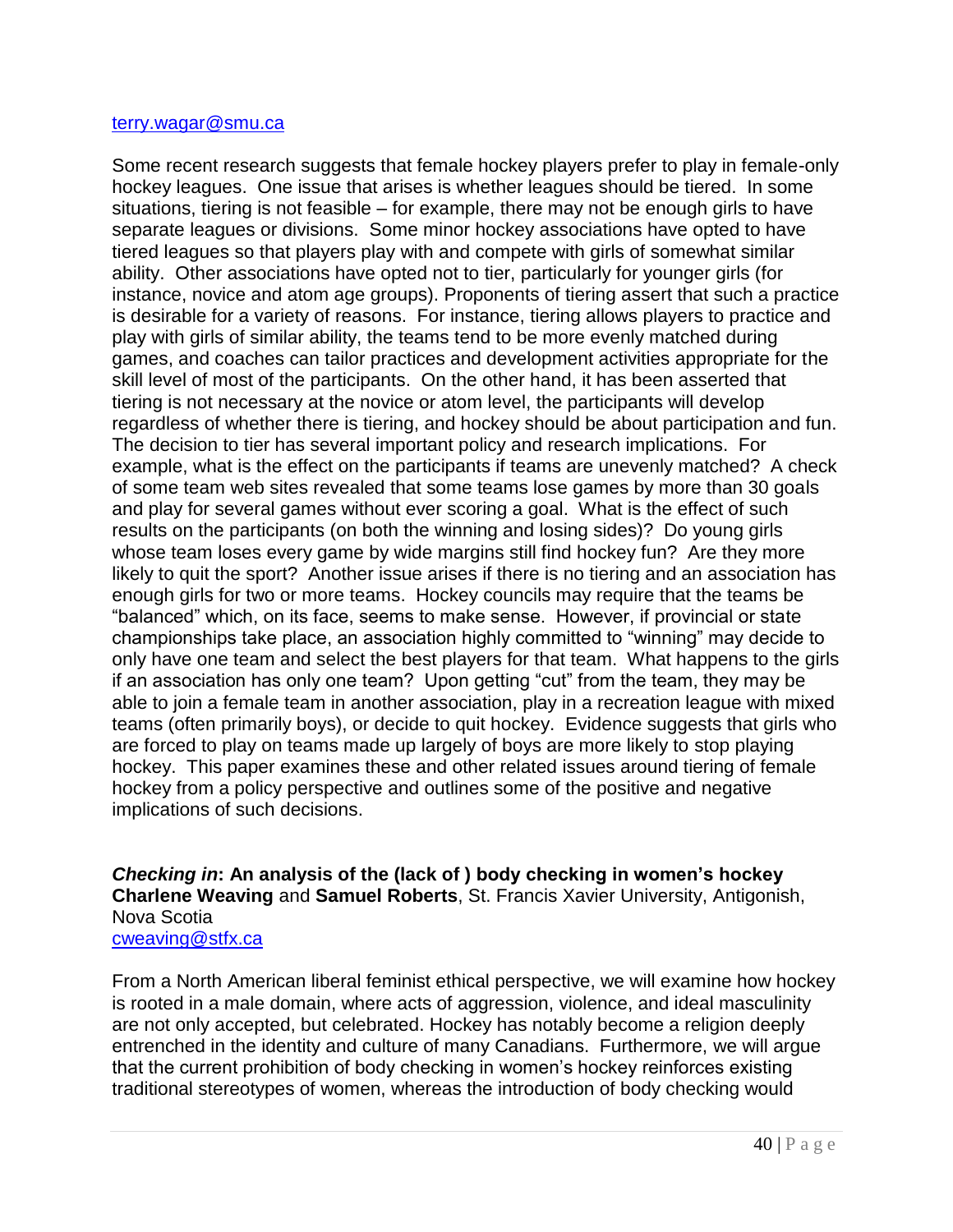terry.wagar@smu.ca

Some recent research suggests that female hockey players prefer to play in female-only hockey leagues. One issue that arises is whether leagues should be tiered. In some situations, tiering is not feasible – for example, there may not be enough girls to have separate leagues or divisions. Some minor hockey associations have opted to have tiered leagues so that players play with and compete with girls of somewhat similar ability. Other associations have opted not to tier, particularly for younger girls (for instance, novice and atom age groups). Proponents of tiering assert that such a practice is desirable for a variety of reasons. For instance, tiering allows players to practice and play with girls of similar ability, the teams tend to be more evenly matched during games, and coaches can tailor practices and development activities appropriate for the skill level of most of the participants. On the other hand, it has been asserted that tiering is not necessary at the novice or atom level, the participants will develop regardless of whether there is tiering, and hockey should be about participation and fun. The decision to tier has several important policy and research implications. For example, what is the effect on the participants if teams are unevenly matched? A check of some team web sites revealed that some teams lose games by more than 30 goals and play for several games without ever scoring a goal. What is the effect of such results on the participants (on both the winning and losing sides)? Do young girls whose team loses every game by wide margins still find hockey fun? Are they more likely to quit the sport? Another issue arises if there is no tiering and an association has enough girls for two or more teams. Hockey councils may require that the teams be "balanced" which, on its face, seems to make sense. However, if provincial or state championships take place, an association highly committed to "winning" may decide to only have one team and select the best players for that team. What happens to the girls if an association has only one team? Upon getting "cut" from the team, they may be able to join a female team in another association, play in a recreation league with mixed teams (often primarily boys), or decide to quit hockey. Evidence suggests that girls who are forced to play on teams made up largely of boys are more likely to stop playing hockey. This paper examines these and other related issues around tiering of female hockey from a policy perspective and outlines some of the positive and negative implications of such decisions.

***Checking in*: An analysis of the (lack of ) body checking in women's hockey**
**Charlene Weaving** and **Samuel Roberts**, St. Francis Xavier University, Antigonish, Nova Scotia
cweaving@stfx.ca

From a North American liberal feminist ethical perspective, we will examine how hockey is rooted in a male domain, where acts of aggression, violence, and ideal masculinity are not only accepted, but celebrated. Hockey has notably become a religion deeply entrenched in the identity and culture of many Canadians. Furthermore, we will argue that the current prohibition of body checking in women's hockey reinforces existing traditional stereotypes of women, whereas the introduction of body checking would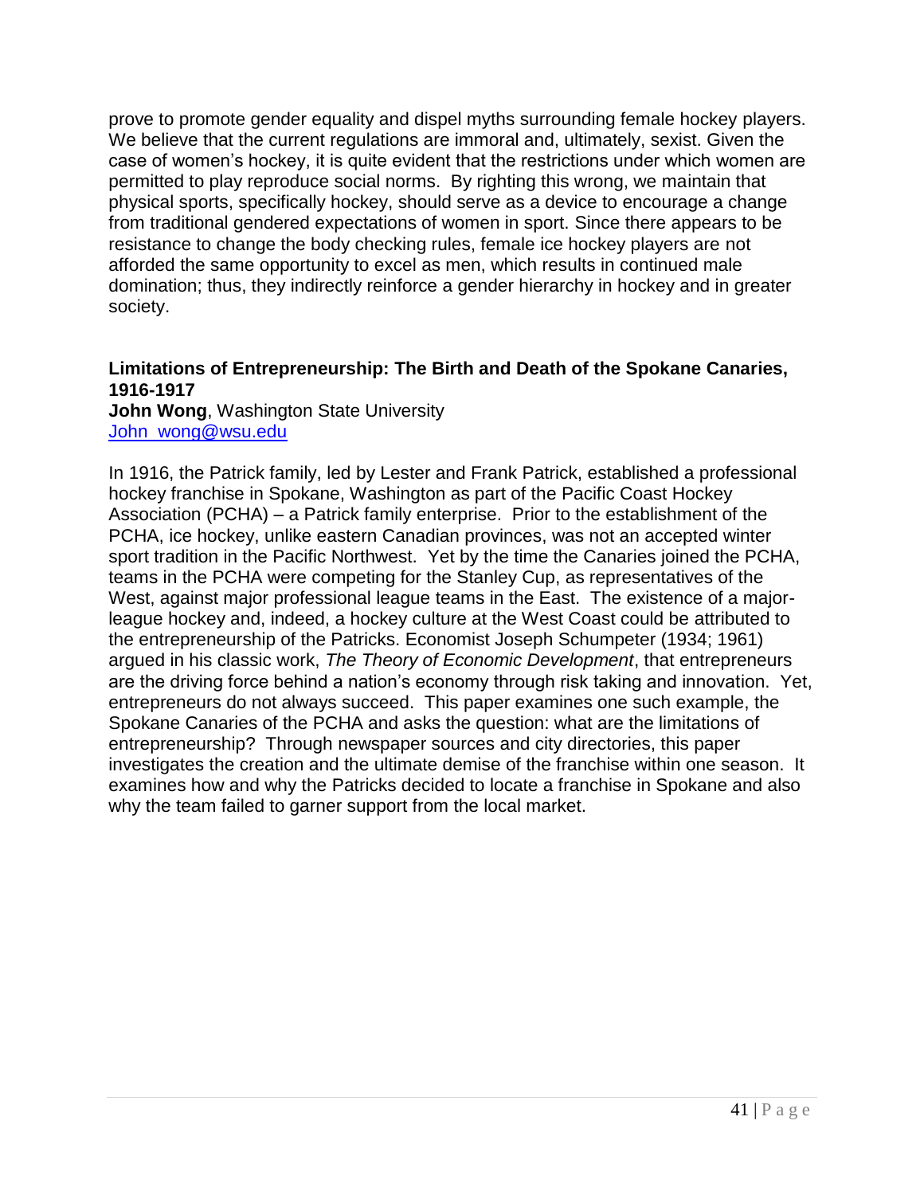prove to promote gender equality and dispel myths surrounding female hockey players. We believe that the current regulations are immoral and, ultimately, sexist. Given the case of women's hockey, it is quite evident that the restrictions under which women are permitted to play reproduce social norms. By righting this wrong, we maintain that physical sports, specifically hockey, should serve as a device to encourage a change from traditional gendered expectations of women in sport. Since there appears to be resistance to change the body checking rules, female ice hockey players are not afforded the same opportunity to excel as men, which results in continued male domination; thus, they indirectly reinforce a gender hierarchy in hockey and in greater society.

**Limitations of Entrepreneurship: The Birth and Death of the Spokane Canaries, 1916-1917**

**John Wong**, Washington State University
John_wong@wsu.edu

In 1916, the Patrick family, led by Lester and Frank Patrick, established a professional hockey franchise in Spokane, Washington as part of the Pacific Coast Hockey Association (PCHA) – a Patrick family enterprise. Prior to the establishment of the PCHA, ice hockey, unlike eastern Canadian provinces, was not an accepted winter sport tradition in the Pacific Northwest. Yet by the time the Canaries joined the PCHA, teams in the PCHA were competing for the Stanley Cup, as representatives of the West, against major professional league teams in the East. The existence of a major-league hockey and, indeed, a hockey culture at the West Coast could be attributed to the entrepreneurship of the Patricks. Economist Joseph Schumpeter (1934; 1961) argued in his classic work, *The Theory of Economic Development*, that entrepreneurs are the driving force behind a nation's economy through risk taking and innovation. Yet, entrepreneurs do not always succeed. This paper examines one such example, the Spokane Canaries of the PCHA and asks the question: what are the limitations of entrepreneurship? Through newspaper sources and city directories, this paper investigates the creation and the ultimate demise of the franchise within one season. It examines how and why the Patricks decided to locate a franchise in Spokane and also why the team failed to garner support from the local market.